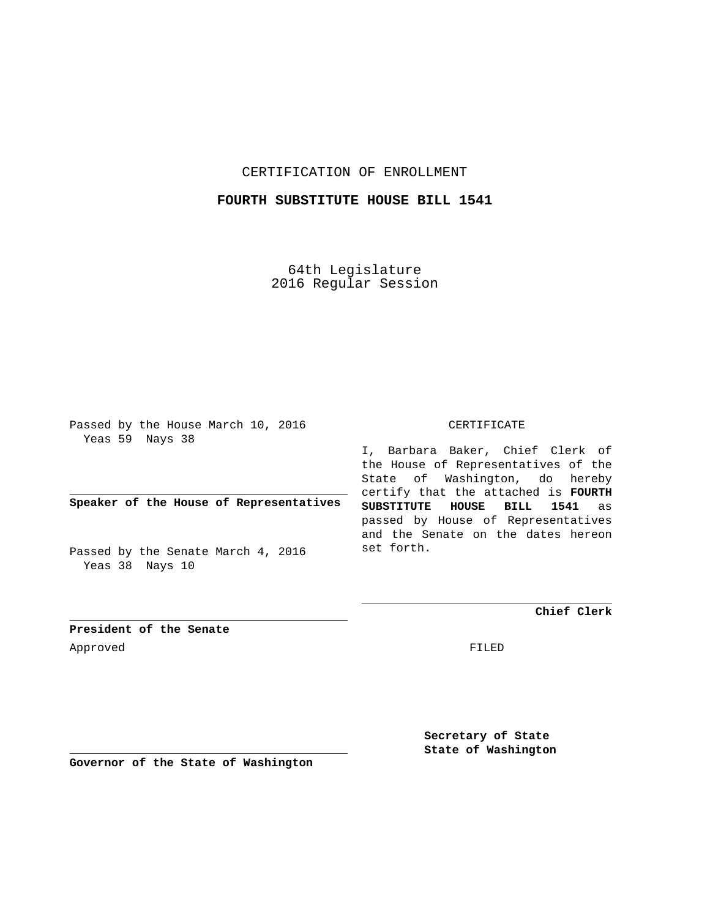CERTIFICATION OF ENROLLMENT

**FOURTH SUBSTITUTE HOUSE BILL 1541**

64th Legislature
2016 Regular Session

Passed by the House March 10, 2016
Yeas 59 Nays 38

**Speaker of the House of Representatives**

Passed by the Senate March 4, 2016
Yeas 38 Nays 10

**President of the Senate**

Approved

**Governor of the State of Washington**

CERTIFICATE

I, Barbara Baker, Chief Clerk of the House of Representatives of the State of Washington, do hereby certify that the attached is **FOURTH SUBSTITUTE HOUSE BILL 1541** as passed by House of Representatives and the Senate on the dates hereon set forth.

**Chief Clerk**

FILED

**Secretary of State**
**State of Washington**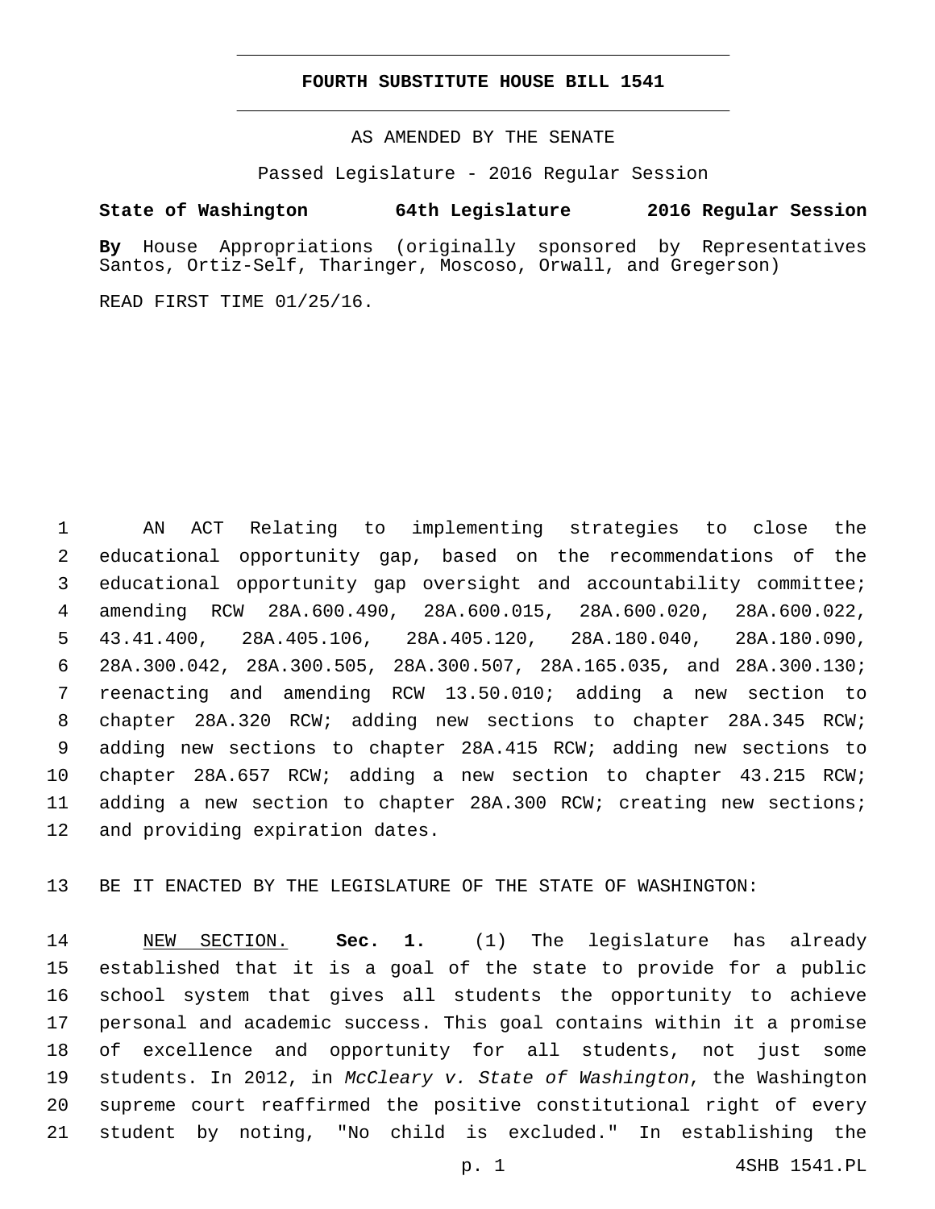# FOURTH SUBSTITUTE HOUSE BILL 1541

AS AMENDED BY THE SENATE

Passed Legislature - 2016 Regular Session

**State of Washington 64th Legislature 2016 Regular Session**

**By** House Appropriations (originally sponsored by Representatives Santos, Ortiz-Self, Tharinger, Moscoso, Orwall, and Gregerson)

READ FIRST TIME 01/25/16.

AN ACT Relating to implementing strategies to close the educational opportunity gap, based on the recommendations of the educational opportunity gap oversight and accountability committee; amending RCW 28A.600.490, 28A.600.015, 28A.600.020, 28A.600.022, 43.41.400, 28A.405.106, 28A.405.120, 28A.180.040, 28A.180.090, 28A.300.042, 28A.300.505, 28A.300.507, 28A.165.035, and 28A.300.130; reenacting and amending RCW 13.50.010; adding a new section to chapter 28A.320 RCW; adding new sections to chapter 28A.345 RCW; adding new sections to chapter 28A.415 RCW; adding new sections to chapter 28A.657 RCW; adding a new section to chapter 43.215 RCW; adding a new section to chapter 28A.300 RCW; creating new sections; and providing expiration dates.

BE IT ENACTED BY THE LEGISLATURE OF THE STATE OF WASHINGTON:

NEW SECTION. **Sec. 1.** (1) The legislature has already established that it is a goal of the state to provide for a public school system that gives all students the opportunity to achieve personal and academic success. This goal contains within it a promise of excellence and opportunity for all students, not just some students. In 2012, in *McCleary v. State of Washington*, the Washington supreme court reaffirmed the positive constitutional right of every student by noting, "No child is excluded." In establishing the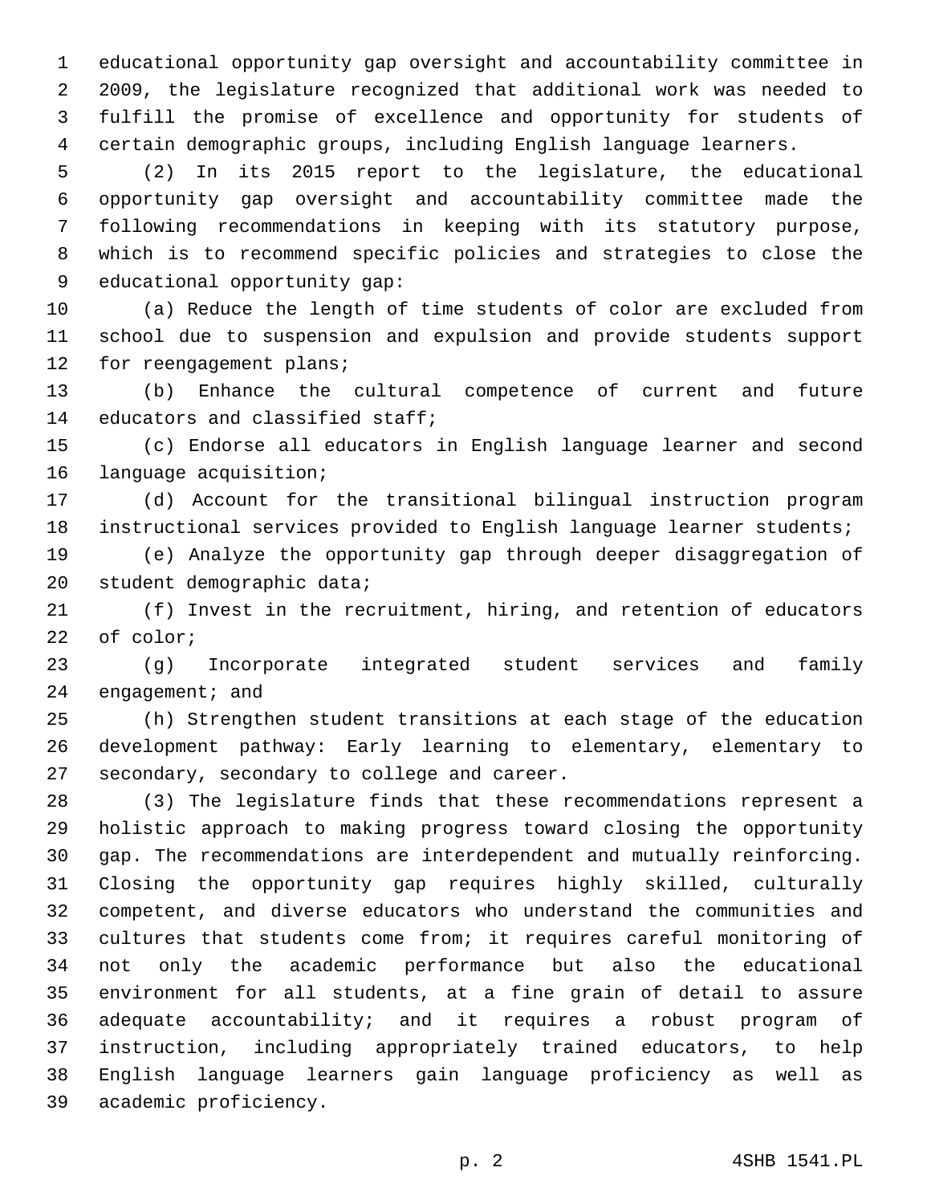educational opportunity gap oversight and accountability committee in 2009, the legislature recognized that additional work was needed to fulfill the promise of excellence and opportunity for students of certain demographic groups, including English language learners.

(2) In its 2015 report to the legislature, the educational opportunity gap oversight and accountability committee made the following recommendations in keeping with its statutory purpose, which is to recommend specific policies and strategies to close the educational opportunity gap:

(a) Reduce the length of time students of color are excluded from school due to suspension and expulsion and provide students support for reengagement plans;

(b) Enhance the cultural competence of current and future educators and classified staff;

(c) Endorse all educators in English language learner and second language acquisition;

(d) Account for the transitional bilingual instruction program instructional services provided to English language learner students;

(e) Analyze the opportunity gap through deeper disaggregation of student demographic data;

(f) Invest in the recruitment, hiring, and retention of educators of color;

(g) Incorporate integrated student services and family engagement; and

(h) Strengthen student transitions at each stage of the education development pathway: Early learning to elementary, elementary to secondary, secondary to college and career.

(3) The legislature finds that these recommendations represent a holistic approach to making progress toward closing the opportunity gap. The recommendations are interdependent and mutually reinforcing. Closing the opportunity gap requires highly skilled, culturally competent, and diverse educators who understand the communities and cultures that students come from; it requires careful monitoring of not only the academic performance but also the educational environment for all students, at a fine grain of detail to assure adequate accountability; and it requires a robust program of instruction, including appropriately trained educators, to help English language learners gain language proficiency as well as academic proficiency.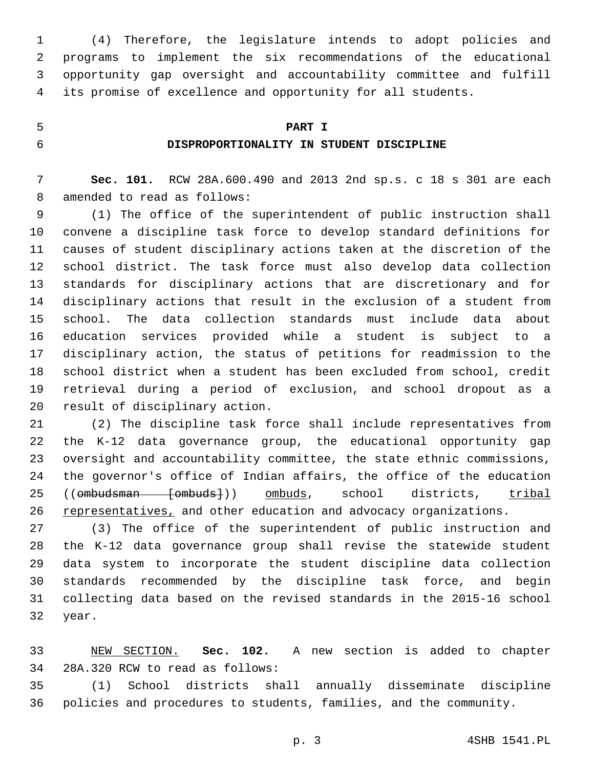(4) Therefore, the legislature intends to adopt policies and programs to implement the six recommendations of the educational opportunity gap oversight and accountability committee and fulfill its promise of excellence and opportunity for all students.

## PART I
## DISPROPORTIONALITY IN STUDENT DISCIPLINE

**Sec. 101.** RCW 28A.600.490 and 2013 2nd sp.s. c 18 s 301 are each amended to read as follows:

(1) The office of the superintendent of public instruction shall convene a discipline task force to develop standard definitions for causes of student disciplinary actions taken at the discretion of the school district. The task force must also develop data collection standards for disciplinary actions that are discretionary and for disciplinary actions that result in the exclusion of a student from school. The data collection standards must include data about education services provided while a student is subject to a disciplinary action, the status of petitions for readmission to the school district when a student has been excluded from school, credit retrieval during a period of exclusion, and school dropout as a result of disciplinary action.

(2) The discipline task force shall include representatives from the K-12 data governance group, the educational opportunity gap oversight and accountability committee, the state ethnic commissions, the governor's office of Indian affairs, the office of the education ((~~ombudsman [ombuds]~~)) <u>ombuds</u>, school districts, <u>tribal representatives,</u> and other education and advocacy organizations.

(3) The office of the superintendent of public instruction and the K-12 data governance group shall revise the statewide student data system to incorporate the student discipline data collection standards recommended by the discipline task force, and begin collecting data based on the revised standards in the 2015-16 school year.

<u>NEW SECTION.</u> **Sec. 102.** A new section is added to chapter 28A.320 RCW to read as follows:

(1) School districts shall annually disseminate discipline policies and procedures to students, families, and the community.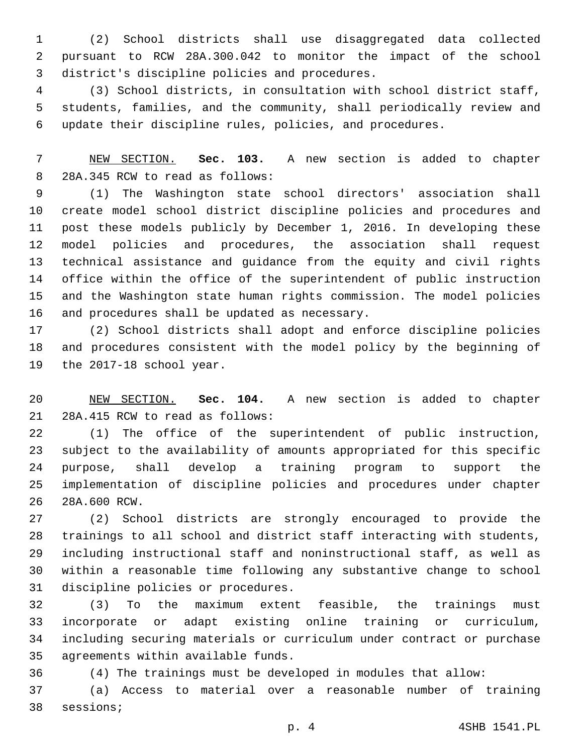(2) School districts shall use disaggregated data collected pursuant to RCW 28A.300.042 to monitor the impact of the school district's discipline policies and procedures.

(3) School districts, in consultation with school district staff, students, families, and the community, shall periodically review and update their discipline rules, policies, and procedures.

NEW SECTION. **Sec. 103.** A new section is added to chapter 28A.345 RCW to read as follows:

(1) The Washington state school directors' association shall create model school district discipline policies and procedures and post these models publicly by December 1, 2016. In developing these model policies and procedures, the association shall request technical assistance and guidance from the equity and civil rights office within the office of the superintendent of public instruction and the Washington state human rights commission. The model policies and procedures shall be updated as necessary.

(2) School districts shall adopt and enforce discipline policies and procedures consistent with the model policy by the beginning of the 2017-18 school year.

NEW SECTION. **Sec. 104.** A new section is added to chapter 28A.415 RCW to read as follows:

(1) The office of the superintendent of public instruction, subject to the availability of amounts appropriated for this specific purpose, shall develop a training program to support the implementation of discipline policies and procedures under chapter 28A.600 RCW.

(2) School districts are strongly encouraged to provide the trainings to all school and district staff interacting with students, including instructional staff and noninstructional staff, as well as within a reasonable time following any substantive change to school discipline policies or procedures.

(3) To the maximum extent feasible, the trainings must incorporate or adapt existing online training or curriculum, including securing materials or curriculum under contract or purchase agreements within available funds.

(4) The trainings must be developed in modules that allow:

(a) Access to material over a reasonable number of training sessions;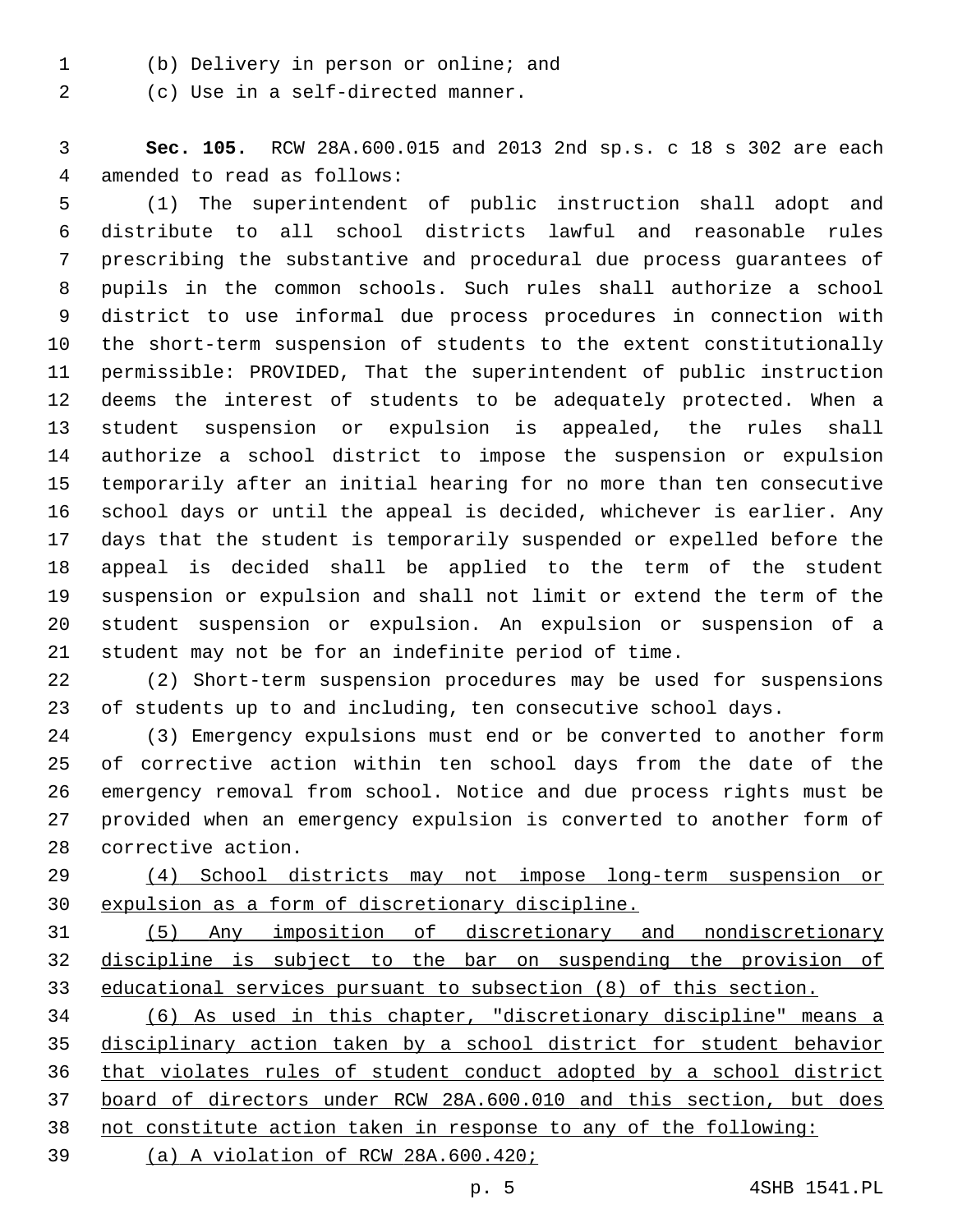(b) Delivery in person or online; and

(c) Use in a self-directed manner.

**Sec. 105.** RCW 28A.600.015 and 2013 2nd sp.s. c 18 s 302 are each amended to read as follows:

(1) The superintendent of public instruction shall adopt and distribute to all school districts lawful and reasonable rules prescribing the substantive and procedural due process guarantees of pupils in the common schools. Such rules shall authorize a school district to use informal due process procedures in connection with the short-term suspension of students to the extent constitutionally permissible: PROVIDED, That the superintendent of public instruction deems the interest of students to be adequately protected. When a student suspension or expulsion is appealed, the rules shall authorize a school district to impose the suspension or expulsion temporarily after an initial hearing for no more than ten consecutive school days or until the appeal is decided, whichever is earlier. Any days that the student is temporarily suspended or expelled before the appeal is decided shall be applied to the term of the student suspension or expulsion and shall not limit or extend the term of the student suspension or expulsion. An expulsion or suspension of a student may not be for an indefinite period of time.

(2) Short-term suspension procedures may be used for suspensions of students up to and including, ten consecutive school days.

(3) Emergency expulsions must end or be converted to another form of corrective action within ten school days from the date of the emergency removal from school. Notice and due process rights must be provided when an emergency expulsion is converted to another form of corrective action.

<u>(4) School districts may not impose long-term suspension or expulsion as a form of discretionary discipline.</u>

<u>(5) Any imposition of discretionary and nondiscretionary discipline is subject to the bar on suspending the provision of educational services pursuant to subsection (8) of this section.</u>

<u>(6) As used in this chapter, "discretionary discipline" means a disciplinary action taken by a school district for student behavior that violates rules of student conduct adopted by a school district board of directors under RCW 28A.600.010 and this section, but does not constitute action taken in response to any of the following:</u>

<u>(a) A violation of RCW 28A.600.420;</u>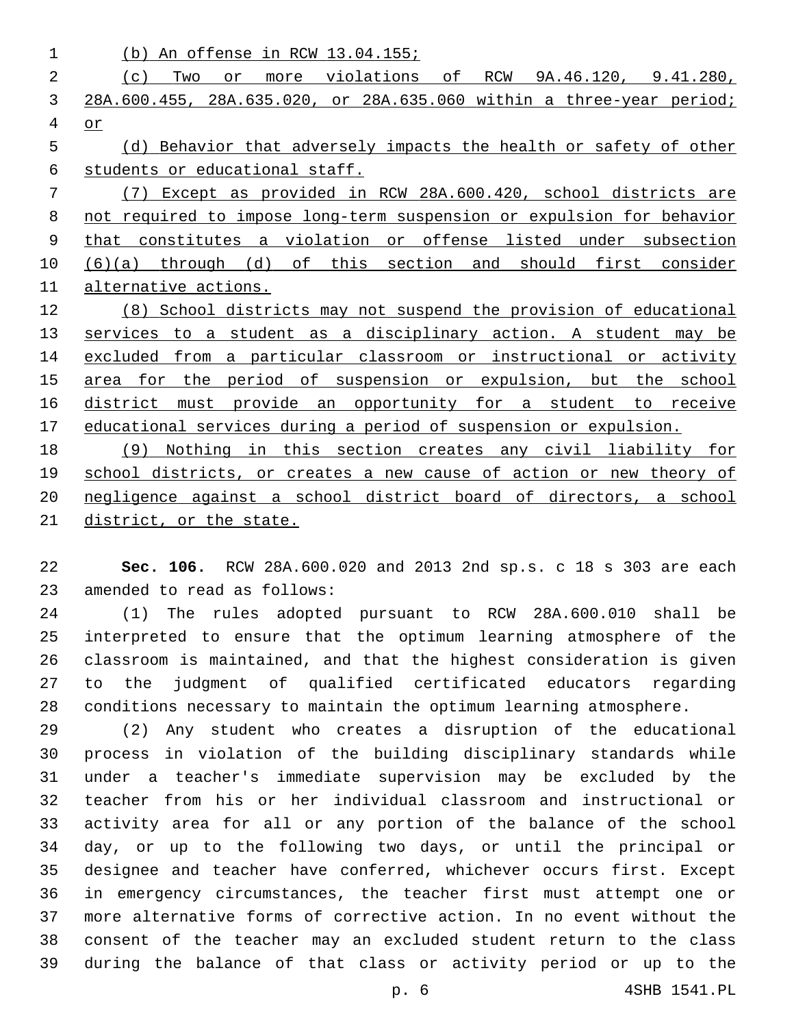(b) An offense in RCW 13.04.155;

(c) Two or more violations of RCW 9A.46.120, 9.41.280, 28A.600.455, 28A.635.020, or 28A.635.060 within a three-year period; or

(d) Behavior that adversely impacts the health or safety of other students or educational staff.

(7) Except as provided in RCW 28A.600.420, school districts are not required to impose long-term suspension or expulsion for behavior that constitutes a violation or offense listed under subsection (6)(a) through (d) of this section and should first consider alternative actions.

(8) School districts may not suspend the provision of educational services to a student as a disciplinary action. A student may be excluded from a particular classroom or instructional or activity area for the period of suspension or expulsion, but the school district must provide an opportunity for a student to receive educational services during a period of suspension or expulsion.

(9) Nothing in this section creates any civil liability for school districts, or creates a new cause of action or new theory of negligence against a school district board of directors, a school district, or the state.

**Sec. 106.** RCW 28A.600.020 and 2013 2nd sp.s. c 18 s 303 are each amended to read as follows:

(1) The rules adopted pursuant to RCW 28A.600.010 shall be interpreted to ensure that the optimum learning atmosphere of the classroom is maintained, and that the highest consideration is given to the judgment of qualified certificated educators regarding conditions necessary to maintain the optimum learning atmosphere.

(2) Any student who creates a disruption of the educational process in violation of the building disciplinary standards while under a teacher's immediate supervision may be excluded by the teacher from his or her individual classroom and instructional or activity area for all or any portion of the balance of the school day, or up to the following two days, or until the principal or designee and teacher have conferred, whichever occurs first. Except in emergency circumstances, the teacher first must attempt one or more alternative forms of corrective action. In no event without the consent of the teacher may an excluded student return to the class during the balance of that class or activity period or up to the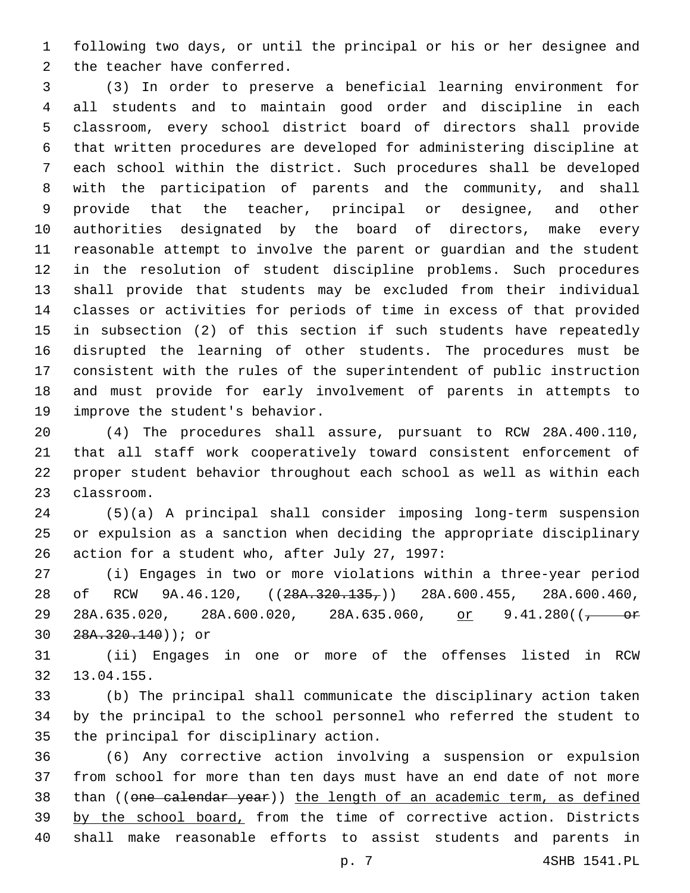following two days, or until the principal or his or her designee and the teacher have conferred.

(3) In order to preserve a beneficial learning environment for all students and to maintain good order and discipline in each classroom, every school district board of directors shall provide that written procedures are developed for administering discipline at each school within the district. Such procedures shall be developed with the participation of parents and the community, and shall provide that the teacher, principal or designee, and other authorities designated by the board of directors, make every reasonable attempt to involve the parent or guardian and the student in the resolution of student discipline problems. Such procedures shall provide that students may be excluded from their individual classes or activities for periods of time in excess of that provided in subsection (2) of this section if such students have repeatedly disrupted the learning of other students. The procedures must be consistent with the rules of the superintendent of public instruction and must provide for early involvement of parents in attempts to improve the student's behavior.

(4) The procedures shall assure, pursuant to RCW 28A.400.110, that all staff work cooperatively toward consistent enforcement of proper student behavior throughout each school as well as within each classroom.

(5)(a) A principal shall consider imposing long-term suspension or expulsion as a sanction when deciding the appropriate disciplinary action for a student who, after July 27, 1997:

(i) Engages in two or more violations within a three-year period of RCW 9A.46.120, ((~~28A.320.135,~~)) 28A.600.455, 28A.600.460, 28A.635.020, 28A.600.020, 28A.635.060, <u>or</u> 9.41.280((~~, or 28A.320.140~~)); or

(ii) Engages in one or more of the offenses listed in RCW 13.04.155.

(b) The principal shall communicate the disciplinary action taken by the principal to the school personnel who referred the student to the principal for disciplinary action.

(6) Any corrective action involving a suspension or expulsion from school for more than ten days must have an end date of not more than ((~~one calendar year~~)) <u>the length of an academic term, as defined by the school board,</u> from the time of corrective action. Districts shall make reasonable efforts to assist students and parents in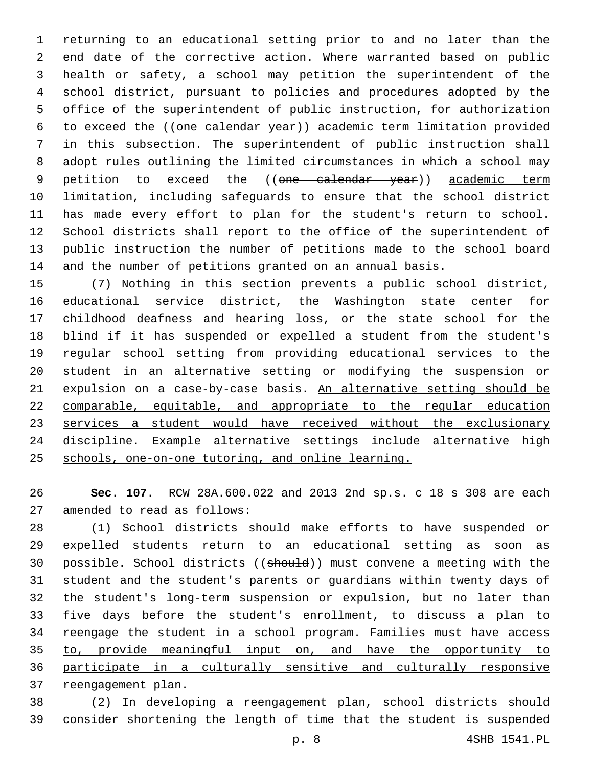returning to an educational setting prior to and no later than the end date of the corrective action. Where warranted based on public health or safety, a school may petition the superintendent of the school district, pursuant to policies and procedures adopted by the office of the superintendent of public instruction, for authorization to exceed the ((~~one calendar year~~)) <u>academic term</u> limitation provided in this subsection. The superintendent of public instruction shall adopt rules outlining the limited circumstances in which a school may petition to exceed the ((~~one calendar year~~)) <u>academic term</u> limitation, including safeguards to ensure that the school district has made every effort to plan for the student's return to school. School districts shall report to the office of the superintendent of public instruction the number of petitions made to the school board and the number of petitions granted on an annual basis.

(7) Nothing in this section prevents a public school district, educational service district, the Washington state center for childhood deafness and hearing loss, or the state school for the blind if it has suspended or expelled a student from the student's regular school setting from providing educational services to the student in an alternative setting or modifying the suspension or expulsion on a case-by-case basis. <u>An alternative setting should be comparable, equitable, and appropriate to the regular education services a student would have received without the exclusionary discipline. Example alternative settings include alternative high schools, one-on-one tutoring, and online learning.</u>

**Sec. 107.** RCW 28A.600.022 and 2013 2nd sp.s. c 18 s 308 are each amended to read as follows:

(1) School districts should make efforts to have suspended or expelled students return to an educational setting as soon as possible. School districts ((~~should~~)) <u>must</u> convene a meeting with the student and the student's parents or guardians within twenty days of the student's long-term suspension or expulsion, but no later than five days before the student's enrollment, to discuss a plan to reengage the student in a school program. <u>Families must have access to, provide meaningful input on, and have the opportunity to participate in a culturally sensitive and culturally responsive reengagement plan.</u>

(2) In developing a reengagement plan, school districts should consider shortening the length of time that the student is suspended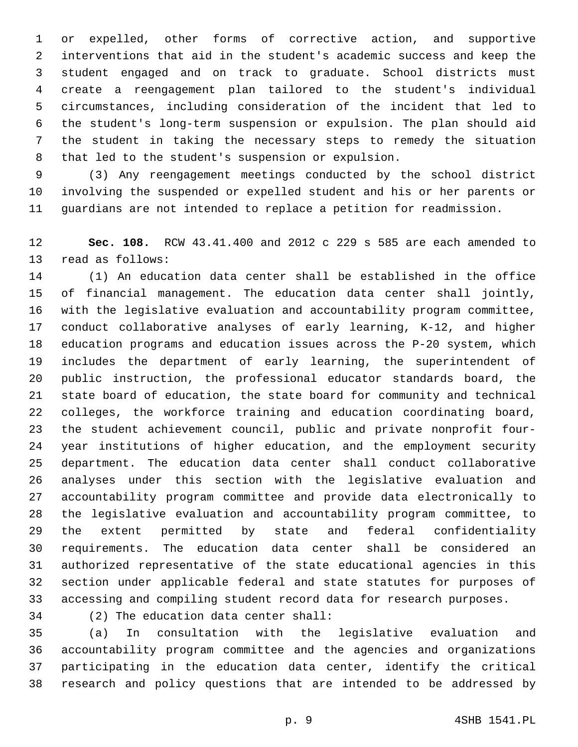or expelled, other forms of corrective action, and supportive interventions that aid in the student's academic success and keep the student engaged and on track to graduate. School districts must create a reengagement plan tailored to the student's individual circumstances, including consideration of the incident that led to the student's long-term suspension or expulsion. The plan should aid the student in taking the necessary steps to remedy the situation that led to the student's suspension or expulsion.

(3) Any reengagement meetings conducted by the school district involving the suspended or expelled student and his or her parents or guardians are not intended to replace a petition for readmission.

**Sec. 108.** RCW 43.41.400 and 2012 c 229 s 585 are each amended to read as follows:

(1) An education data center shall be established in the office of financial management. The education data center shall jointly, with the legislative evaluation and accountability program committee, conduct collaborative analyses of early learning, K-12, and higher education programs and education issues across the P-20 system, which includes the department of early learning, the superintendent of public instruction, the professional educator standards board, the state board of education, the state board for community and technical colleges, the workforce training and education coordinating board, the student achievement council, public and private nonprofit four-year institutions of higher education, and the employment security department. The education data center shall conduct collaborative analyses under this section with the legislative evaluation and accountability program committee and provide data electronically to the legislative evaluation and accountability program committee, to the extent permitted by state and federal confidentiality requirements. The education data center shall be considered an authorized representative of the state educational agencies in this section under applicable federal and state statutes for purposes of accessing and compiling student record data for research purposes.

(2) The education data center shall:

(a) In consultation with the legislative evaluation and accountability program committee and the agencies and organizations participating in the education data center, identify the critical research and policy questions that are intended to be addressed by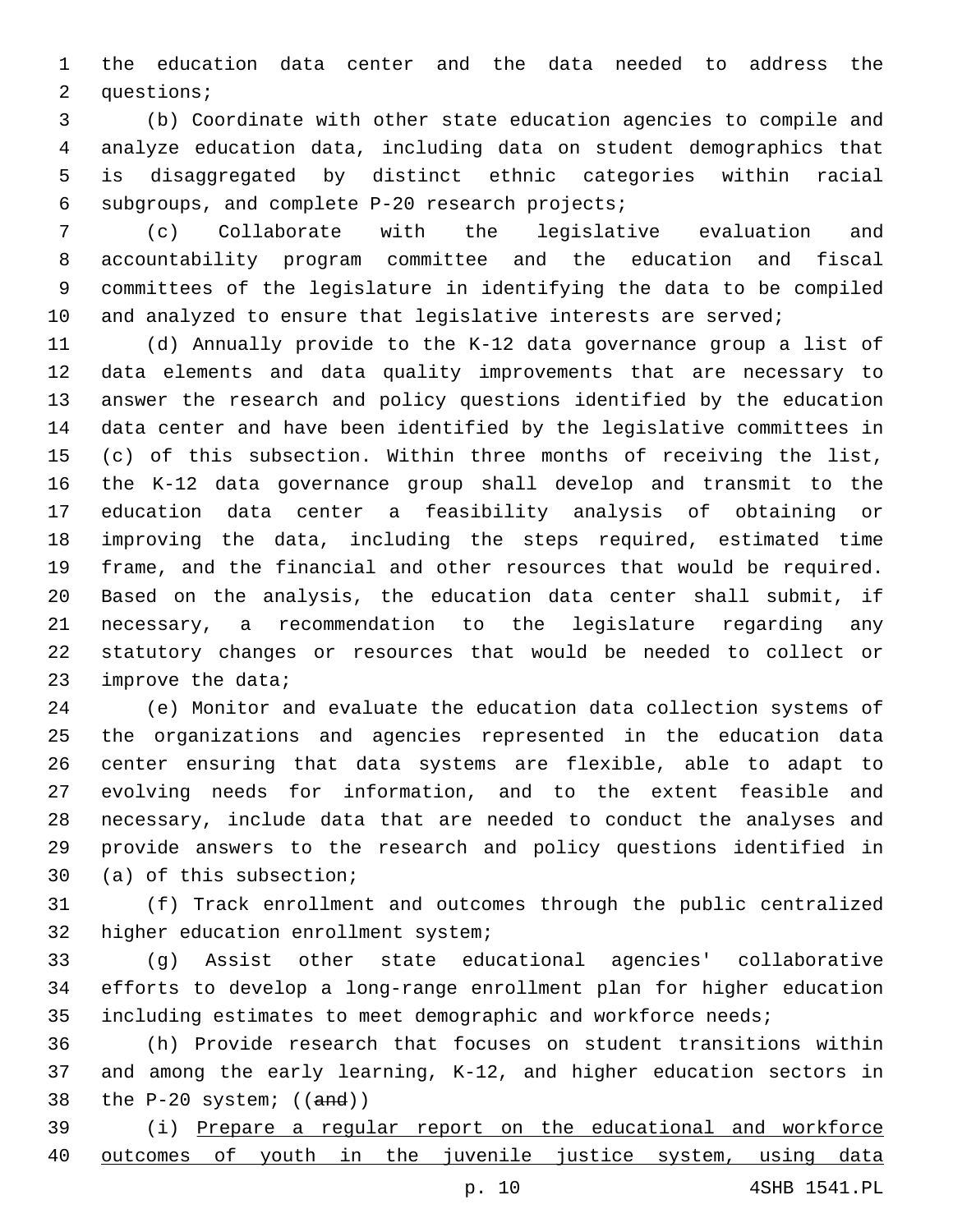the education data center and the data needed to address the questions;

(b) Coordinate with other state education agencies to compile and analyze education data, including data on student demographics that is disaggregated by distinct ethnic categories within racial subgroups, and complete P-20 research projects;

(c) Collaborate with the legislative evaluation and accountability program committee and the education and fiscal committees of the legislature in identifying the data to be compiled and analyzed to ensure that legislative interests are served;

(d) Annually provide to the K-12 data governance group a list of data elements and data quality improvements that are necessary to answer the research and policy questions identified by the education data center and have been identified by the legislative committees in (c) of this subsection. Within three months of receiving the list, the K-12 data governance group shall develop and transmit to the education data center a feasibility analysis of obtaining or improving the data, including the steps required, estimated time frame, and the financial and other resources that would be required. Based on the analysis, the education data center shall submit, if necessary, a recommendation to the legislature regarding any statutory changes or resources that would be needed to collect or improve the data;

(e) Monitor and evaluate the education data collection systems of the organizations and agencies represented in the education data center ensuring that data systems are flexible, able to adapt to evolving needs for information, and to the extent feasible and necessary, include data that are needed to conduct the analyses and provide answers to the research and policy questions identified in (a) of this subsection;

(f) Track enrollment and outcomes through the public centralized higher education enrollment system;

(g) Assist other state educational agencies' collaborative efforts to develop a long-range enrollment plan for higher education including estimates to meet demographic and workforce needs;

(h) Provide research that focuses on student transitions within and among the early learning, K-12, and higher education sectors in the P-20 system; ((~~and~~))

(i) <u>Prepare a regular report on the educational and workforce outcomes of youth in the juvenile justice system, using data</u>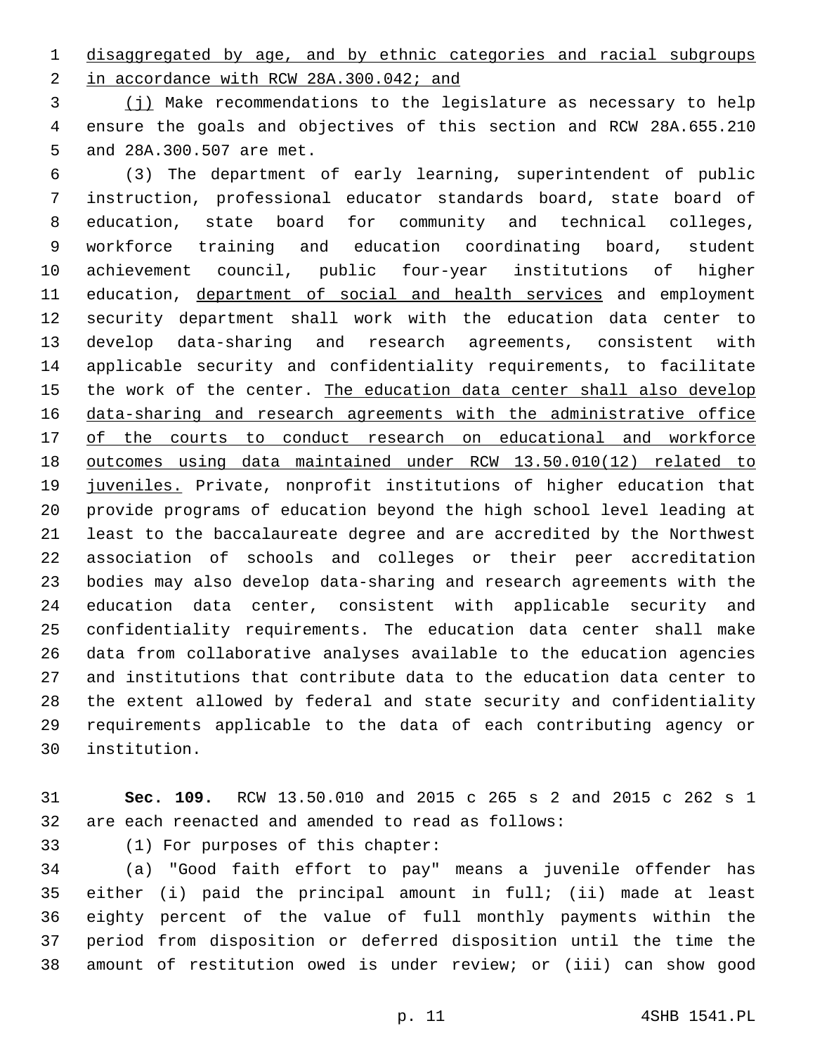disaggregated by age, and by ethnic categories and racial subgroups in accordance with RCW 28A.300.042; and

(j) Make recommendations to the legislature as necessary to help ensure the goals and objectives of this section and RCW 28A.655.210 and 28A.300.507 are met.

(3) The department of early learning, superintendent of public instruction, professional educator standards board, state board of education, state board for community and technical colleges, workforce training and education coordinating board, student achievement council, public four-year institutions of higher education, department of social and health services and employment security department shall work with the education data center to develop data-sharing and research agreements, consistent with applicable security and confidentiality requirements, to facilitate the work of the center. The education data center shall also develop data-sharing and research agreements with the administrative office of the courts to conduct research on educational and workforce outcomes using data maintained under RCW 13.50.010(12) related to juveniles. Private, nonprofit institutions of higher education that provide programs of education beyond the high school level leading at least to the baccalaureate degree and are accredited by the Northwest association of schools and colleges or their peer accreditation bodies may also develop data-sharing and research agreements with the education data center, consistent with applicable security and confidentiality requirements. The education data center shall make data from collaborative analyses available to the education agencies and institutions that contribute data to the education data center to the extent allowed by federal and state security and confidentiality requirements applicable to the data of each contributing agency or institution.

**Sec. 109.** RCW 13.50.010 and 2015 c 265 s 2 and 2015 c 262 s 1 are each reenacted and amended to read as follows:

(1) For purposes of this chapter:

(a) "Good faith effort to pay" means a juvenile offender has either (i) paid the principal amount in full; (ii) made at least eighty percent of the value of full monthly payments within the period from disposition or deferred disposition until the time the amount of restitution owed is under review; or (iii) can show good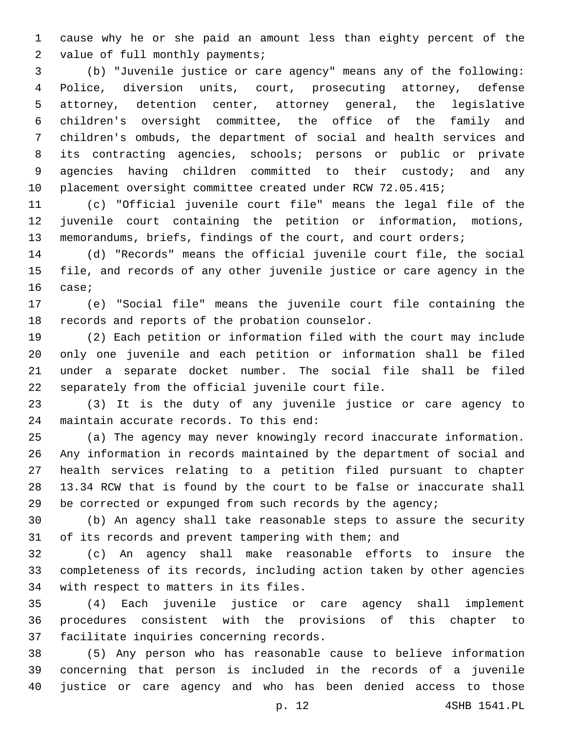cause why he or she paid an amount less than eighty percent of the value of full monthly payments;

(b) "Juvenile justice or care agency" means any of the following: Police, diversion units, court, prosecuting attorney, defense attorney, detention center, attorney general, the legislative children's oversight committee, the office of the family and children's ombuds, the department of social and health services and its contracting agencies, schools; persons or public or private agencies having children committed to their custody; and any placement oversight committee created under RCW 72.05.415;

(c) "Official juvenile court file" means the legal file of the juvenile court containing the petition or information, motions, memorandums, briefs, findings of the court, and court orders;

(d) "Records" means the official juvenile court file, the social file, and records of any other juvenile justice or care agency in the case;

(e) "Social file" means the juvenile court file containing the records and reports of the probation counselor.

(2) Each petition or information filed with the court may include only one juvenile and each petition or information shall be filed under a separate docket number. The social file shall be filed separately from the official juvenile court file.

(3) It is the duty of any juvenile justice or care agency to maintain accurate records. To this end:

(a) The agency may never knowingly record inaccurate information. Any information in records maintained by the department of social and health services relating to a petition filed pursuant to chapter 13.34 RCW that is found by the court to be false or inaccurate shall be corrected or expunged from such records by the agency;

(b) An agency shall take reasonable steps to assure the security of its records and prevent tampering with them; and

(c) An agency shall make reasonable efforts to insure the completeness of its records, including action taken by other agencies with respect to matters in its files.

(4) Each juvenile justice or care agency shall implement procedures consistent with the provisions of this chapter to facilitate inquiries concerning records.

(5) Any person who has reasonable cause to believe information concerning that person is included in the records of a juvenile justice or care agency and who has been denied access to those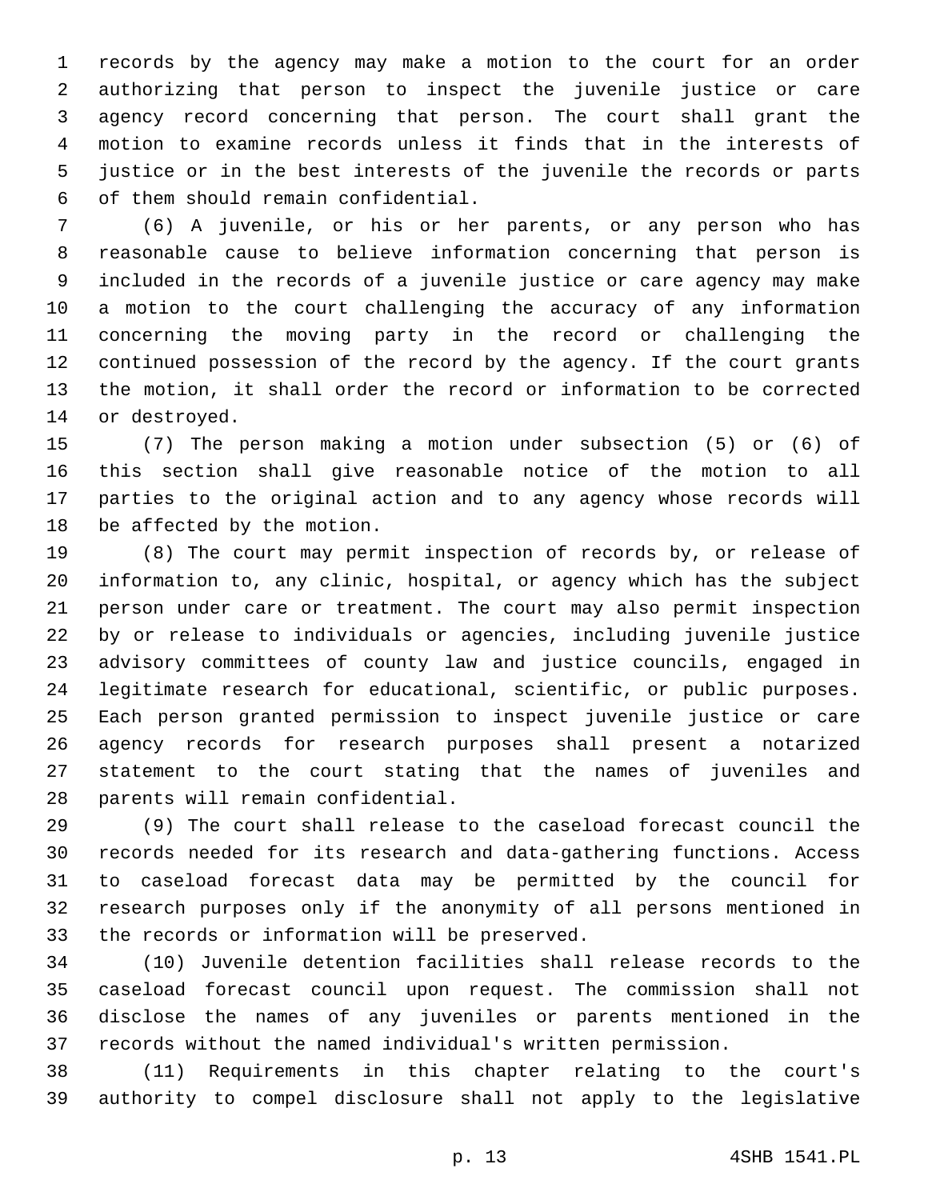records by the agency may make a motion to the court for an order authorizing that person to inspect the juvenile justice or care agency record concerning that person. The court shall grant the motion to examine records unless it finds that in the interests of justice or in the best interests of the juvenile the records or parts of them should remain confidential.

(6) A juvenile, or his or her parents, or any person who has reasonable cause to believe information concerning that person is included in the records of a juvenile justice or care agency may make a motion to the court challenging the accuracy of any information concerning the moving party in the record or challenging the continued possession of the record by the agency. If the court grants the motion, it shall order the record or information to be corrected or destroyed.

(7) The person making a motion under subsection (5) or (6) of this section shall give reasonable notice of the motion to all parties to the original action and to any agency whose records will be affected by the motion.

(8) The court may permit inspection of records by, or release of information to, any clinic, hospital, or agency which has the subject person under care or treatment. The court may also permit inspection by or release to individuals or agencies, including juvenile justice advisory committees of county law and justice councils, engaged in legitimate research for educational, scientific, or public purposes. Each person granted permission to inspect juvenile justice or care agency records for research purposes shall present a notarized statement to the court stating that the names of juveniles and parents will remain confidential.

(9) The court shall release to the caseload forecast council the records needed for its research and data-gathering functions. Access to caseload forecast data may be permitted by the council for research purposes only if the anonymity of all persons mentioned in the records or information will be preserved.

(10) Juvenile detention facilities shall release records to the caseload forecast council upon request. The commission shall not disclose the names of any juveniles or parents mentioned in the records without the named individual's written permission.

(11) Requirements in this chapter relating to the court's authority to compel disclosure shall not apply to the legislative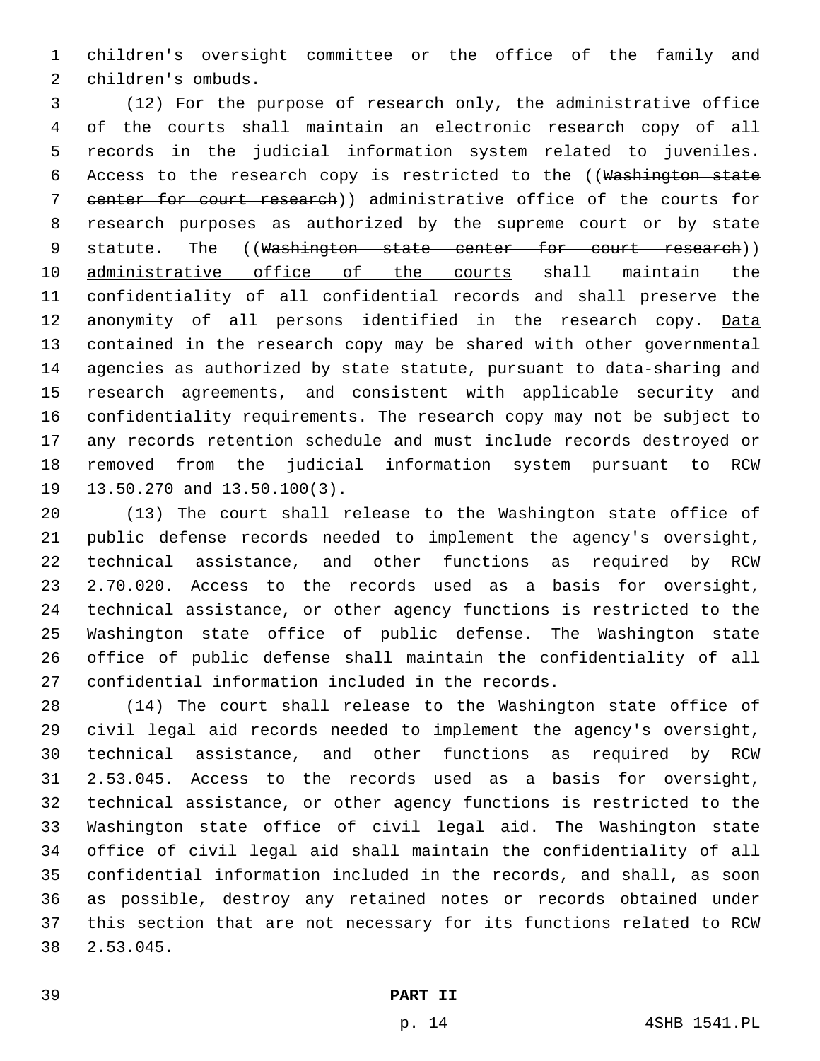children's oversight committee or the office of the family and children's ombuds.

(12) For the purpose of research only, the administrative office of the courts shall maintain an electronic research copy of all records in the judicial information system related to juveniles. Access to the research copy is restricted to the ((~~Washington state center for court research~~)) <u>administrative office of the courts for research purposes as authorized by the supreme court or by state statute</u>. The ((~~Washington state center for court research~~)) <u>administrative office of the courts</u> shall maintain the confidentiality of all confidential records and shall preserve the anonymity of all persons identified in the research copy. <u>Data contained in t</u>he research copy <u>may be shared with other governmental agencies as authorized by state statute, pursuant to data-sharing and research agreements, and consistent with applicable security and confidentiality requirements. The research copy</u> may not be subject to any records retention schedule and must include records destroyed or removed from the judicial information system pursuant to RCW 13.50.270 and 13.50.100(3).

(13) The court shall release to the Washington state office of public defense records needed to implement the agency's oversight, technical assistance, and other functions as required by RCW 2.70.020. Access to the records used as a basis for oversight, technical assistance, or other agency functions is restricted to the Washington state office of public defense. The Washington state office of public defense shall maintain the confidentiality of all confidential information included in the records.

(14) The court shall release to the Washington state office of civil legal aid records needed to implement the agency's oversight, technical assistance, and other functions as required by RCW 2.53.045. Access to the records used as a basis for oversight, technical assistance, or other agency functions is restricted to the Washington state office of civil legal aid. The Washington state office of civil legal aid shall maintain the confidentiality of all confidential information included in the records, and shall, as soon as possible, destroy any retained notes or records obtained under this section that are not necessary for its functions related to RCW 2.53.045.

**PART II**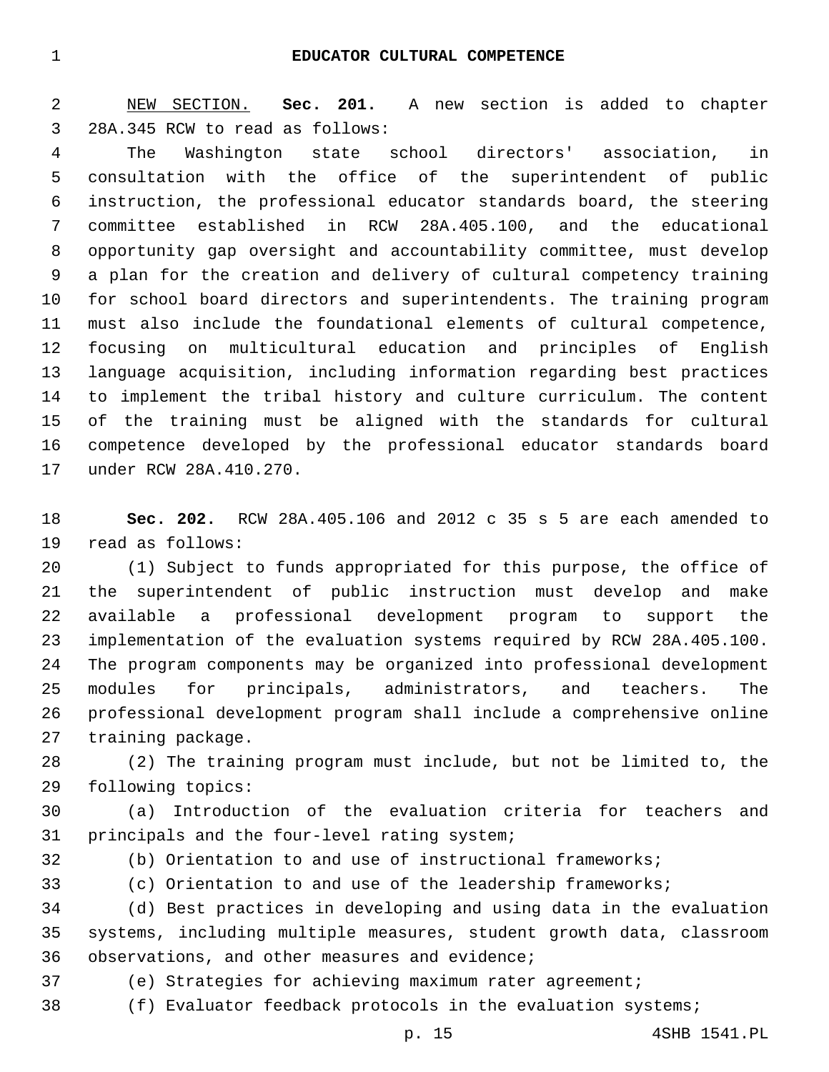# EDUCATOR CULTURAL COMPETENCE

NEW SECTION. **Sec. 201.** A new section is added to chapter 28A.345 RCW to read as follows:

The Washington state school directors' association, in consultation with the office of the superintendent of public instruction, the professional educator standards board, the steering committee established in RCW 28A.405.100, and the educational opportunity gap oversight and accountability committee, must develop a plan for the creation and delivery of cultural competency training for school board directors and superintendents. The training program must also include the foundational elements of cultural competence, focusing on multicultural education and principles of English language acquisition, including information regarding best practices to implement the tribal history and culture curriculum. The content of the training must be aligned with the standards for cultural competence developed by the professional educator standards board under RCW 28A.410.270.

**Sec. 202.** RCW 28A.405.106 and 2012 c 35 s 5 are each amended to read as follows:

(1) Subject to funds appropriated for this purpose, the office of the superintendent of public instruction must develop and make available a professional development program to support the implementation of the evaluation systems required by RCW 28A.405.100. The program components may be organized into professional development modules for principals, administrators, and teachers. The professional development program shall include a comprehensive online training package.

(2) The training program must include, but not be limited to, the following topics:

(a) Introduction of the evaluation criteria for teachers and principals and the four-level rating system;

(b) Orientation to and use of instructional frameworks;

(c) Orientation to and use of the leadership frameworks;

(d) Best practices in developing and using data in the evaluation systems, including multiple measures, student growth data, classroom observations, and other measures and evidence;

(e) Strategies for achieving maximum rater agreement;

(f) Evaluator feedback protocols in the evaluation systems;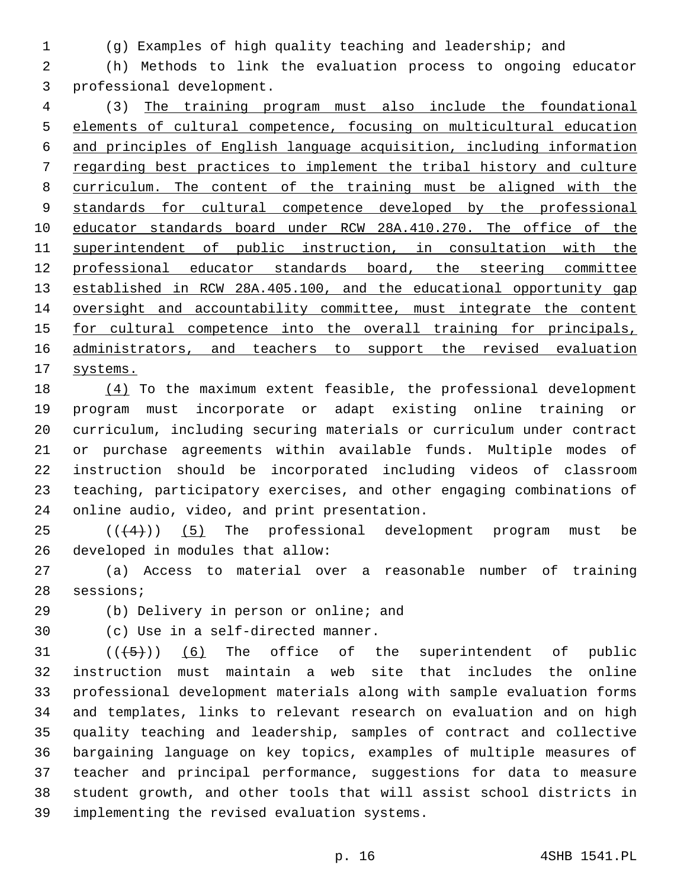(g) Examples of high quality teaching and leadership; and

(h) Methods to link the evaluation process to ongoing educator professional development.

(3) The training program must also include the foundational elements of cultural competence, focusing on multicultural education and principles of English language acquisition, including information regarding best practices to implement the tribal history and culture curriculum. The content of the training must be aligned with the standards for cultural competence developed by the professional educator standards board under RCW 28A.410.270. The office of the superintendent of public instruction, in consultation with the professional educator standards board, the steering committee established in RCW 28A.405.100, and the educational opportunity gap oversight and accountability committee, must integrate the content for cultural competence into the overall training for principals, administrators, and teachers to support the revised evaluation systems.

(4) To the maximum extent feasible, the professional development program must incorporate or adapt existing online training or curriculum, including securing materials or curriculum under contract or purchase agreements within available funds. Multiple modes of instruction should be incorporated including videos of classroom teaching, participatory exercises, and other engaging combinations of online audio, video, and print presentation.

~~((4))~~ (5) The professional development program must be developed in modules that allow:

(a) Access to material over a reasonable number of training sessions;

(b) Delivery in person or online; and

(c) Use in a self-directed manner.

~~((5))~~ (6) The office of the superintendent of public instruction must maintain a web site that includes the online professional development materials along with sample evaluation forms and templates, links to relevant research on evaluation and on high quality teaching and leadership, samples of contract and collective bargaining language on key topics, examples of multiple measures of teacher and principal performance, suggestions for data to measure student growth, and other tools that will assist school districts in implementing the revised evaluation systems.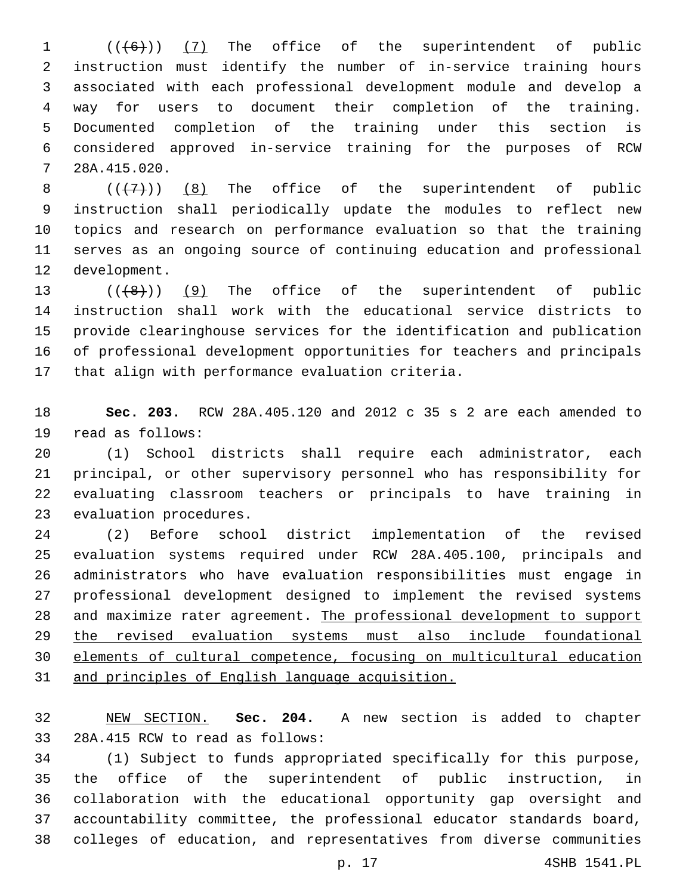(((6))) <u>(7)</u> The office of the superintendent of public instruction must identify the number of in-service training hours associated with each professional development module and develop a way for users to document their completion of the training. Documented completion of the training under this section is considered approved in-service training for the purposes of RCW 28A.415.020.

(((7))) <u>(8)</u> The office of the superintendent of public instruction shall periodically update the modules to reflect new topics and research on performance evaluation so that the training serves as an ongoing source of continuing education and professional development.

(((8))) <u>(9)</u> The office of the superintendent of public instruction shall work with the educational service districts to provide clearinghouse services for the identification and publication of professional development opportunities for teachers and principals that align with performance evaluation criteria.

**Sec. 203.** RCW 28A.405.120 and 2012 c 35 s 2 are each amended to read as follows:

(1) School districts shall require each administrator, each principal, or other supervisory personnel who has responsibility for evaluating classroom teachers or principals to have training in evaluation procedures.

(2) Before school district implementation of the revised evaluation systems required under RCW 28A.405.100, principals and administrators who have evaluation responsibilities must engage in professional development designed to implement the revised systems and maximize rater agreement. <u>The professional development to support the revised evaluation systems must also include foundational elements of cultural competence, focusing on multicultural education and principles of English language acquisition.</u>

<u>NEW SECTION.</u> **Sec. 204.** A new section is added to chapter 28A.415 RCW to read as follows:

(1) Subject to funds appropriated specifically for this purpose, the office of the superintendent of public instruction, in collaboration with the educational opportunity gap oversight and accountability committee, the professional educator standards board, colleges of education, and representatives from diverse communities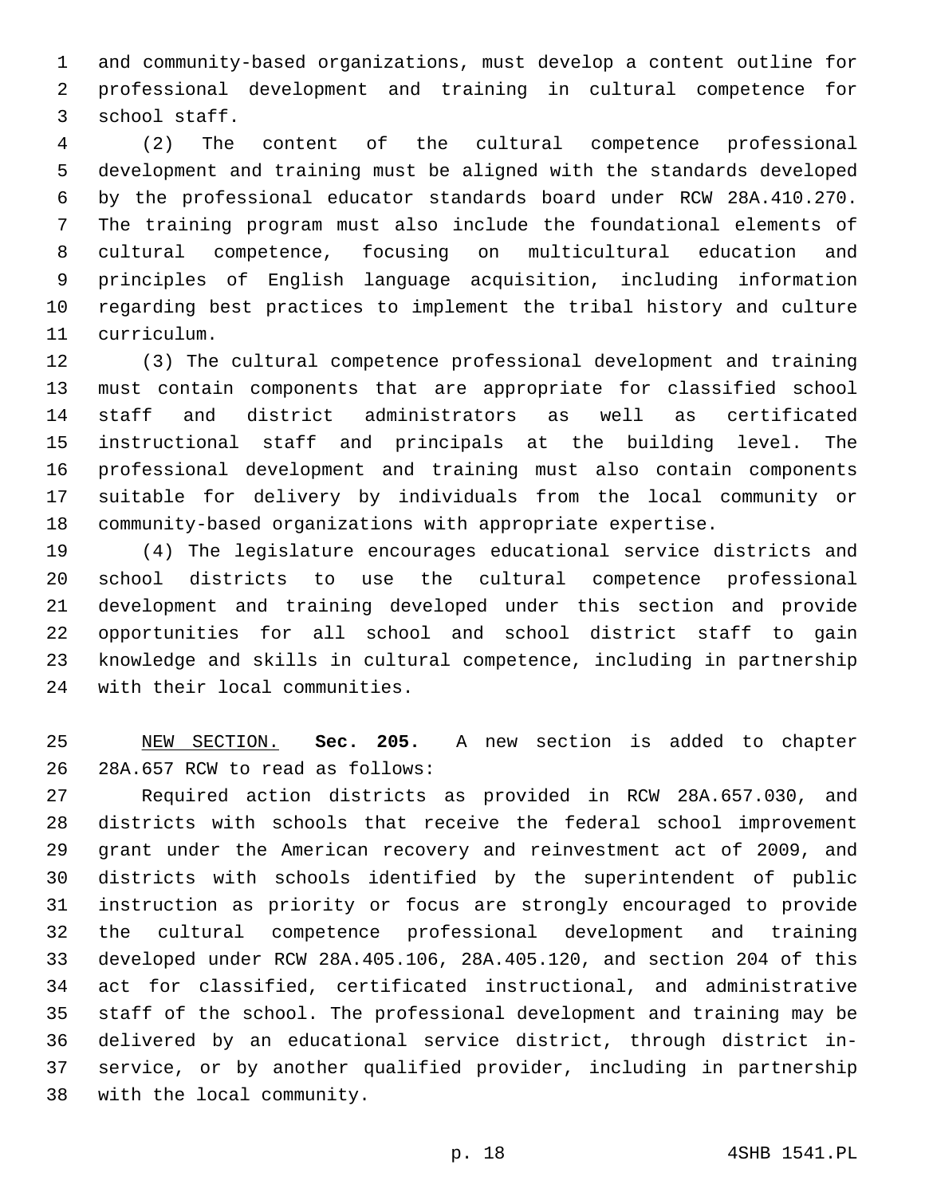and community-based organizations, must develop a content outline for professional development and training in cultural competence for school staff.

(2) The content of the cultural competence professional development and training must be aligned with the standards developed by the professional educator standards board under RCW 28A.410.270. The training program must also include the foundational elements of cultural competence, focusing on multicultural education and principles of English language acquisition, including information regarding best practices to implement the tribal history and culture curriculum.

(3) The cultural competence professional development and training must contain components that are appropriate for classified school staff and district administrators as well as certificated instructional staff and principals at the building level. The professional development and training must also contain components suitable for delivery by individuals from the local community or community-based organizations with appropriate expertise.

(4) The legislature encourages educational service districts and school districts to use the cultural competence professional development and training developed under this section and provide opportunities for all school and school district staff to gain knowledge and skills in cultural competence, including in partnership with their local communities.

NEW SECTION. **Sec. 205.** A new section is added to chapter 28A.657 RCW to read as follows:

Required action districts as provided in RCW 28A.657.030, and districts with schools that receive the federal school improvement grant under the American recovery and reinvestment act of 2009, and districts with schools identified by the superintendent of public instruction as priority or focus are strongly encouraged to provide the cultural competence professional development and training developed under RCW 28A.405.106, 28A.405.120, and section 204 of this act for classified, certificated instructional, and administrative staff of the school. The professional development and training may be delivered by an educational service district, through district in-service, or by another qualified provider, including in partnership with the local community.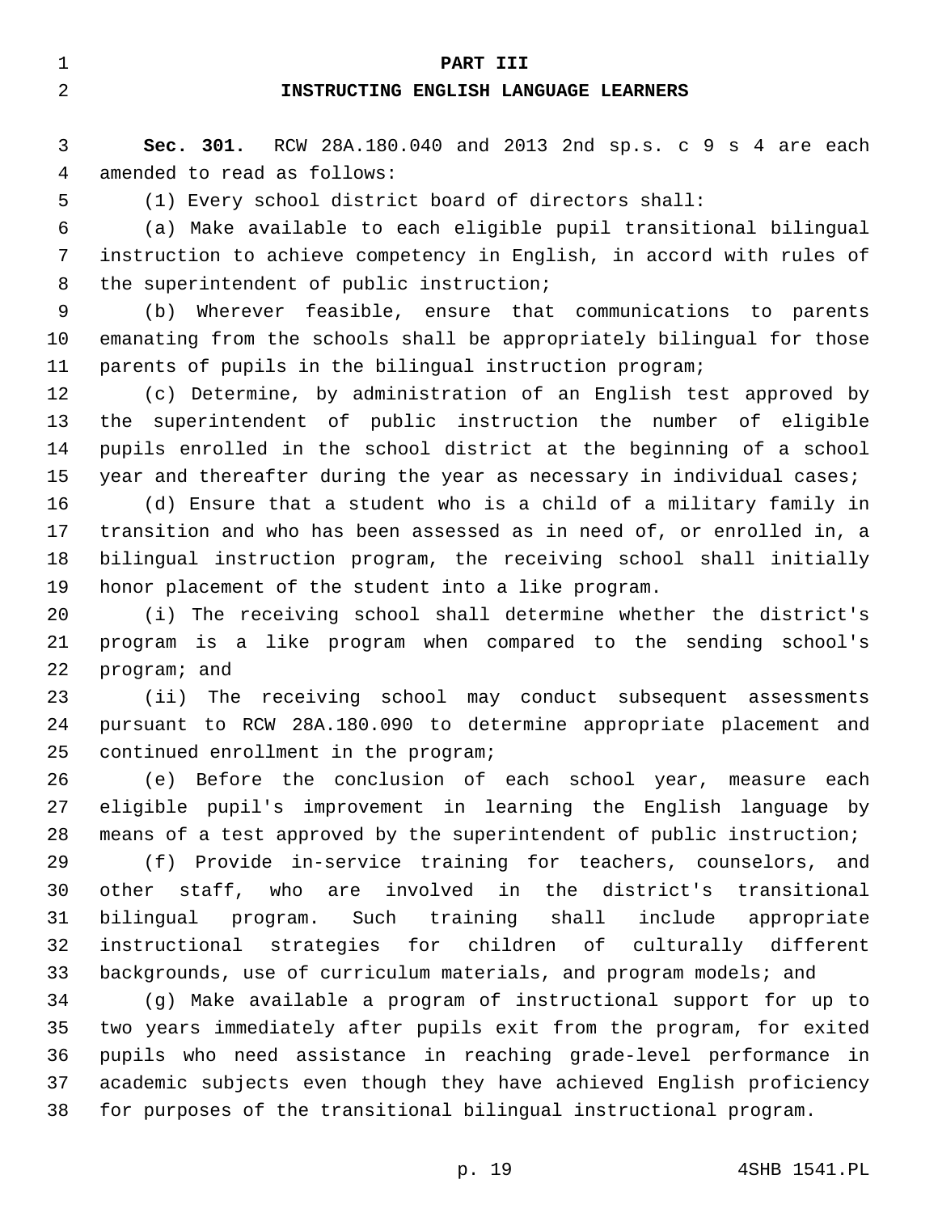# PART III

## INSTRUCTING ENGLISH LANGUAGE LEARNERS

**Sec. 301.** RCW 28A.180.040 and 2013 2nd sp.s. c 9 s 4 are each amended to read as follows:

(1) Every school district board of directors shall:

(a) Make available to each eligible pupil transitional bilingual instruction to achieve competency in English, in accord with rules of the superintendent of public instruction;

(b) Wherever feasible, ensure that communications to parents emanating from the schools shall be appropriately bilingual for those parents of pupils in the bilingual instruction program;

(c) Determine, by administration of an English test approved by the superintendent of public instruction the number of eligible pupils enrolled in the school district at the beginning of a school year and thereafter during the year as necessary in individual cases;

(d) Ensure that a student who is a child of a military family in transition and who has been assessed as in need of, or enrolled in, a bilingual instruction program, the receiving school shall initially honor placement of the student into a like program.

(i) The receiving school shall determine whether the district's program is a like program when compared to the sending school's program; and

(ii) The receiving school may conduct subsequent assessments pursuant to RCW 28A.180.090 to determine appropriate placement and continued enrollment in the program;

(e) Before the conclusion of each school year, measure each eligible pupil's improvement in learning the English language by means of a test approved by the superintendent of public instruction;

(f) Provide in-service training for teachers, counselors, and other staff, who are involved in the district's transitional bilingual program. Such training shall include appropriate instructional strategies for children of culturally different backgrounds, use of curriculum materials, and program models; and

(g) Make available a program of instructional support for up to two years immediately after pupils exit from the program, for exited pupils who need assistance in reaching grade-level performance in academic subjects even though they have achieved English proficiency for purposes of the transitional bilingual instructional program.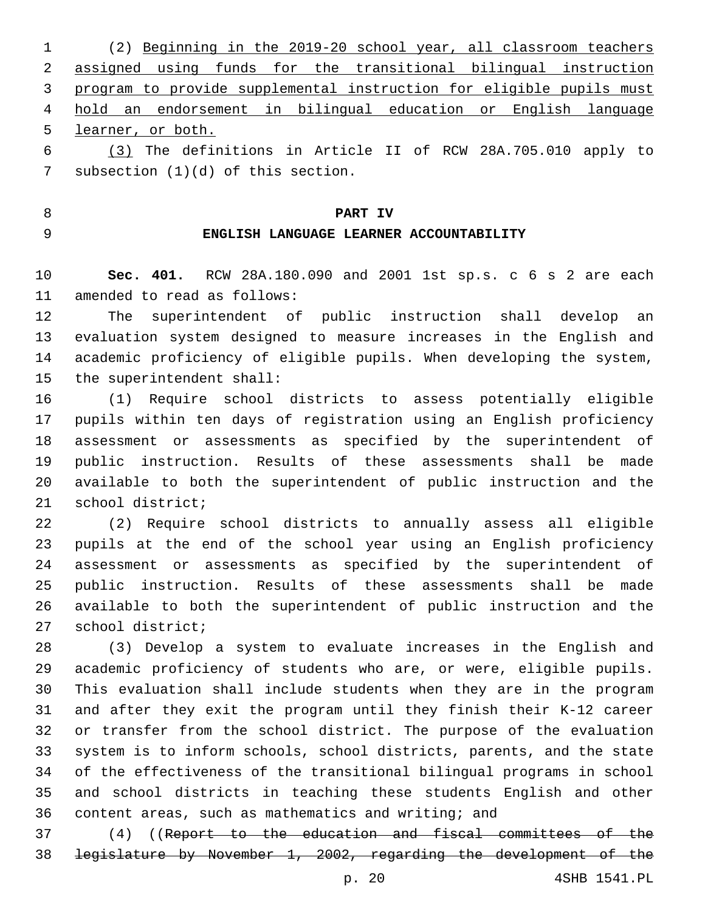(2) Beginning in the 2019-20 school year, all classroom teachers assigned using funds for the transitional bilingual instruction program to provide supplemental instruction for eligible pupils must hold an endorsement in bilingual education or English language learner, or both.

(3) The definitions in Article II of RCW 28A.705.010 apply to subsection (1)(d) of this section.

## PART IV
## ENGLISH LANGUAGE LEARNER ACCOUNTABILITY

**Sec. 401.** RCW 28A.180.090 and 2001 1st sp.s. c 6 s 2 are each amended to read as follows:

The superintendent of public instruction shall develop an evaluation system designed to measure increases in the English and academic proficiency of eligible pupils. When developing the system, the superintendent shall:

(1) Require school districts to assess potentially eligible pupils within ten days of registration using an English proficiency assessment or assessments as specified by the superintendent of public instruction. Results of these assessments shall be made available to both the superintendent of public instruction and the school district;

(2) Require school districts to annually assess all eligible pupils at the end of the school year using an English proficiency assessment or assessments as specified by the superintendent of public instruction. Results of these assessments shall be made available to both the superintendent of public instruction and the school district;

(3) Develop a system to evaluate increases in the English and academic proficiency of students who are, or were, eligible pupils. This evaluation shall include students when they are in the program and after they exit the program until they finish their K-12 career or transfer from the school district. The purpose of the evaluation system is to inform schools, school districts, parents, and the state of the effectiveness of the transitional bilingual programs in school and school districts in teaching these students English and other content areas, such as mathematics and writing; and

(4) ((~~Report to the education and fiscal committees of the legislature by November 1, 2002, regarding the development of the~~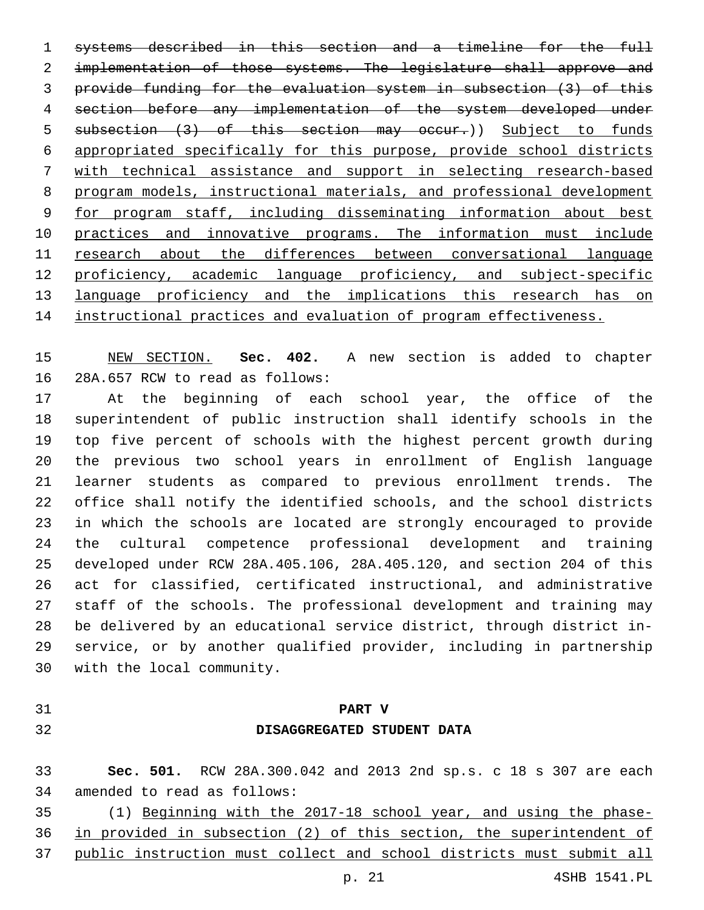~~systems described in this section and a timeline for the full implementation of those systems. The legislature shall approve and provide funding for the evaluation system in subsection (3) of this section before any implementation of the system developed under subsection (3) of this section may occur.~~)) <u>Subject to funds appropriated specifically for this purpose, provide school districts with technical assistance and support in selecting research-based program models, instructional materials, and professional development for program staff, including disseminating information about best practices and innovative programs. The information must include research about the differences between conversational language proficiency, academic language proficiency, and subject-specific language proficiency and the implications this research has on instructional practices and evaluation of program effectiveness.</u>

<u>NEW SECTION.</u> **Sec. 402.** A new section is added to chapter 28A.657 RCW to read as follows:

At the beginning of each school year, the office of the superintendent of public instruction shall identify schools in the top five percent of schools with the highest percent growth during the previous two school years in enrollment of English language learner students as compared to previous enrollment trends. The office shall notify the identified schools, and the school districts in which the schools are located are strongly encouraged to provide the cultural competence professional development and training developed under RCW 28A.405.106, 28A.405.120, and section 204 of this act for classified, certificated instructional, and administrative staff of the schools. The professional development and training may be delivered by an educational service district, through district in-service, or by another qualified provider, including in partnership with the local community.

## PART V
## DISAGGREGATED STUDENT DATA

**Sec. 501.** RCW 28A.300.042 and 2013 2nd sp.s. c 18 s 307 are each amended to read as follows:

(1) <u>Beginning with the 2017-18 school year, and using the phase-in provided in subsection (2) of this section, the superintendent of public instruction must collect and school districts must submit all</u>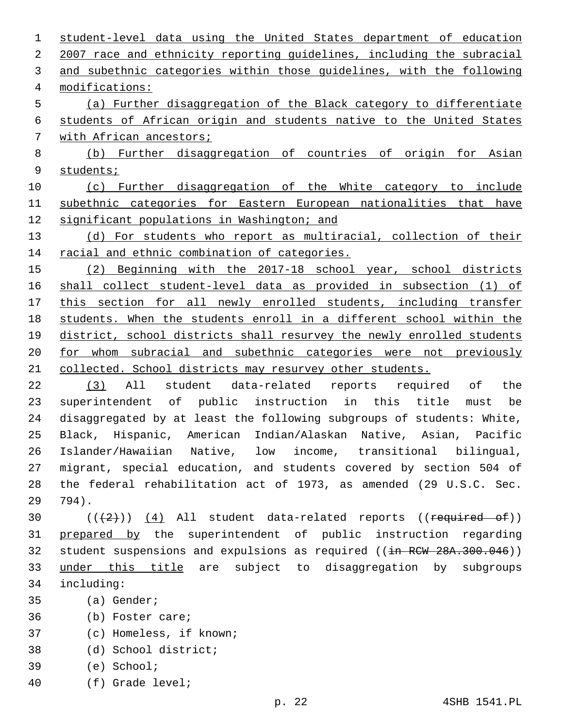student-level data using the United States department of education 2007 race and ethnicity reporting guidelines, including the subracial and subethnic categories within those guidelines, with the following modifications:

(a) Further disaggregation of the Black category to differentiate students of African origin and students native to the United States with African ancestors;

(b) Further disaggregation of countries of origin for Asian students;

(c) Further disaggregation of the White category to include subethnic categories for Eastern European nationalities that have significant populations in Washington; and

(d) For students who report as multiracial, collection of their racial and ethnic combination of categories.

(2) Beginning with the 2017-18 school year, school districts shall collect student-level data as provided in subsection (1) of this section for all newly enrolled students, including transfer students. When the students enroll in a different school within the district, school districts shall resurvey the newly enrolled students for whom subracial and subethnic categories were not previously collected. School districts may resurvey other students.

(3) All student data-related reports required of the superintendent of public instruction in this title must be disaggregated by at least the following subgroups of students: White, Black, Hispanic, American Indian/Alaskan Native, Asian, Pacific Islander/Hawaiian Native, low income, transitional bilingual, migrant, special education, and students covered by section 504 of the federal rehabilitation act of 1973, as amended (29 U.S.C. Sec. 794).

(((2))) (4) All student data-related reports ((required of)) prepared by the superintendent of public instruction regarding student suspensions and expulsions as required ((in RCW 28A.300.046)) under this title are subject to disaggregation by subgroups including:

(a) Gender;

(b) Foster care;

(c) Homeless, if known;

(d) School district;

(e) School;

(f) Grade level;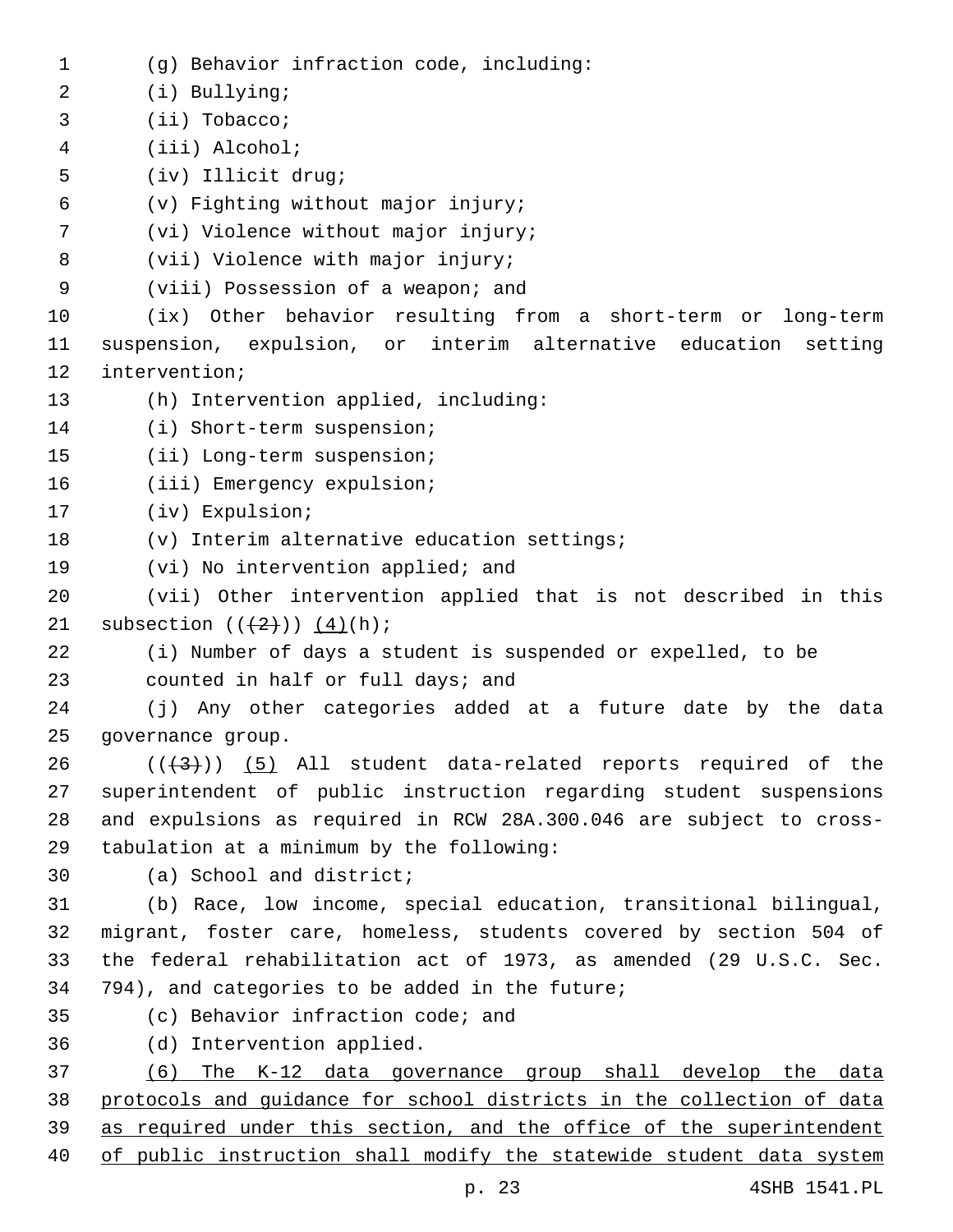(g) Behavior infraction code, including:

(i) Bullying;

(ii) Tobacco;

(iii) Alcohol;

(iv) Illicit drug;

(v) Fighting without major injury;

(vi) Violence without major injury;

(vii) Violence with major injury;

(viii) Possession of a weapon; and

(ix) Other behavior resulting from a short-term or long-term suspension, expulsion, or interim alternative education setting intervention;

(h) Intervention applied, including:

(i) Short-term suspension;

(ii) Long-term suspension;

(iii) Emergency expulsion;

(iv) Expulsion;

(v) Interim alternative education settings;

(vi) No intervention applied; and

(vii) Other intervention applied that is not described in this subsection ((~~(2)~~)) <u>(4)</u>(h);

(i) Number of days a student is suspended or expelled, to be counted in half or full days; and

(j) Any other categories added at a future date by the data governance group.

((~~(3)~~)) <u>(5)</u> All student data-related reports required of the superintendent of public instruction regarding student suspensions and expulsions as required in RCW 28A.300.046 are subject to cross-tabulation at a minimum by the following:

(a) School and district;

(b) Race, low income, special education, transitional bilingual, migrant, foster care, homeless, students covered by section 504 of the federal rehabilitation act of 1973, as amended (29 U.S.C. Sec. 794), and categories to be added in the future;

(c) Behavior infraction code; and

(d) Intervention applied.

<u>(6) The K-12 data governance group shall develop the data protocols and guidance for school districts in the collection of data as required under this section, and the office of the superintendent of public instruction shall modify the statewide student data system</u>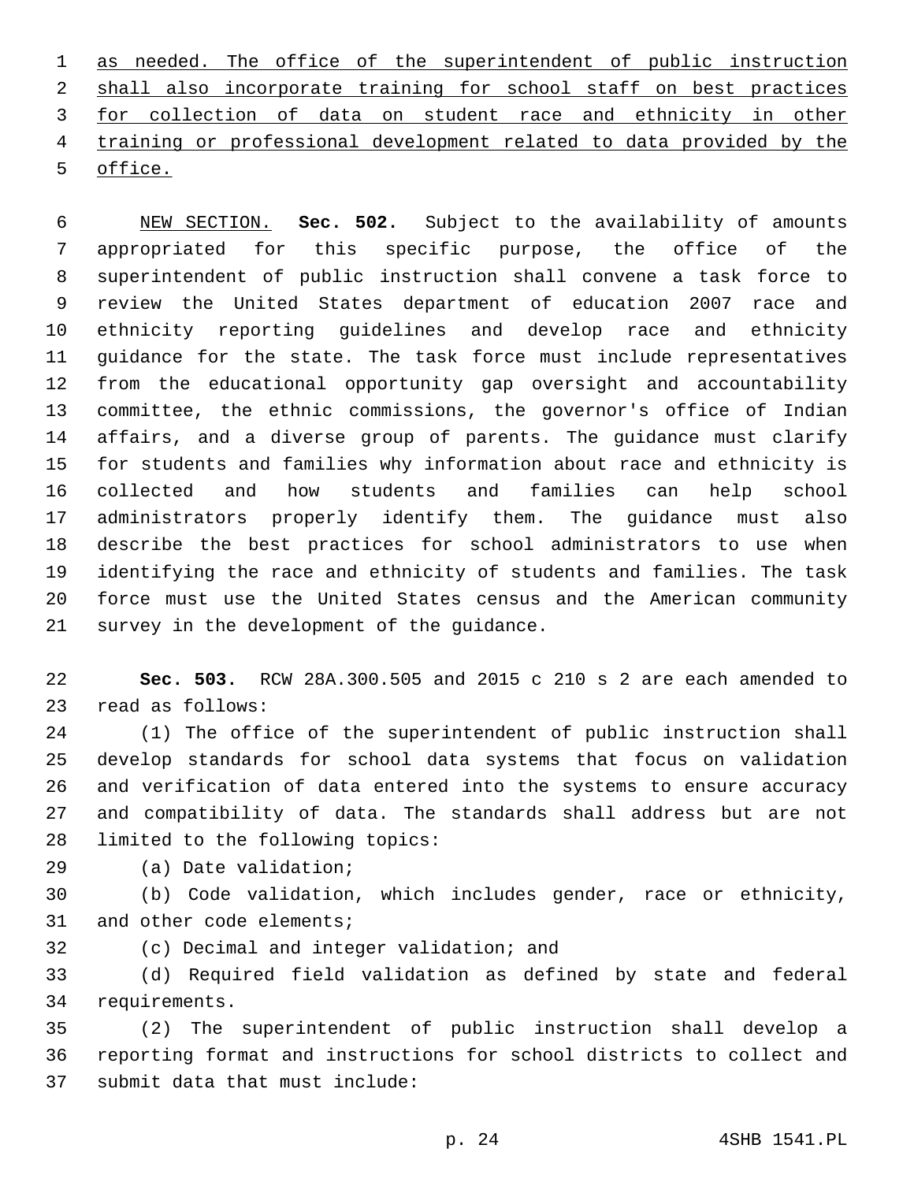as needed. The office of the superintendent of public instruction shall also incorporate training for school staff on best practices for collection of data on student race and ethnicity in other training or professional development related to data provided by the office.

NEW SECTION. **Sec. 502.** Subject to the availability of amounts appropriated for this specific purpose, the office of the superintendent of public instruction shall convene a task force to review the United States department of education 2007 race and ethnicity reporting guidelines and develop race and ethnicity guidance for the state. The task force must include representatives from the educational opportunity gap oversight and accountability committee, the ethnic commissions, the governor's office of Indian affairs, and a diverse group of parents. The guidance must clarify for students and families why information about race and ethnicity is collected and how students and families can help school administrators properly identify them. The guidance must also describe the best practices for school administrators to use when identifying the race and ethnicity of students and families. The task force must use the United States census and the American community survey in the development of the guidance.

**Sec. 503.** RCW 28A.300.505 and 2015 c 210 s 2 are each amended to read as follows:

(1) The office of the superintendent of public instruction shall develop standards for school data systems that focus on validation and verification of data entered into the systems to ensure accuracy and compatibility of data. The standards shall address but are not limited to the following topics:

(a) Date validation;

(b) Code validation, which includes gender, race or ethnicity, and other code elements;

(c) Decimal and integer validation; and

(d) Required field validation as defined by state and federal requirements.

(2) The superintendent of public instruction shall develop a reporting format and instructions for school districts to collect and submit data that must include: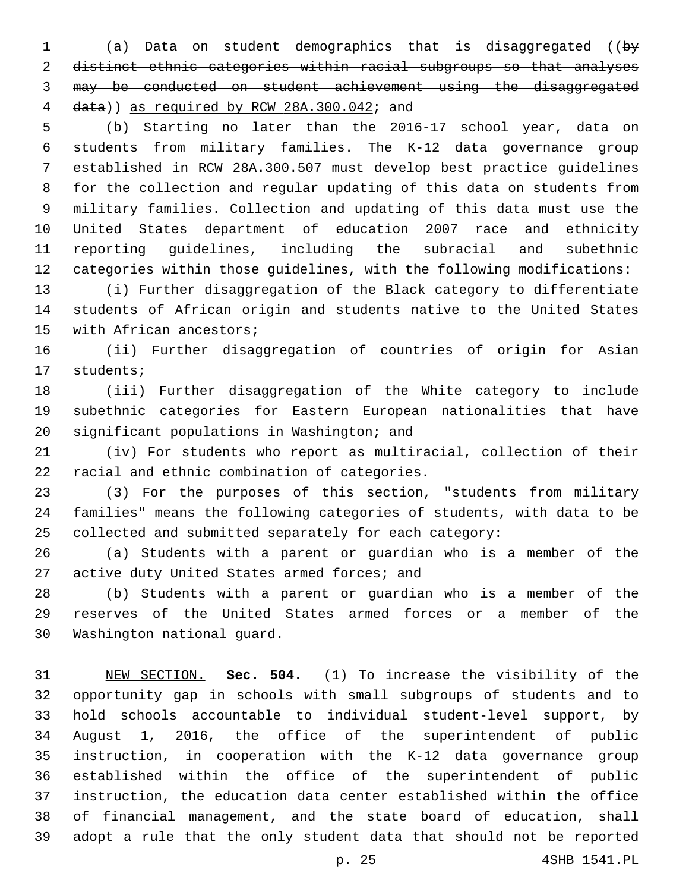(a) Data on student demographics that is disaggregated ((~~by distinct ethnic categories within racial subgroups so that analyses may be conducted on student achievement using the disaggregated data~~)) <u>as required by RCW 28A.300.042</u>; and

(b) Starting no later than the 2016-17 school year, data on students from military families. The K-12 data governance group established in RCW 28A.300.507 must develop best practice guidelines for the collection and regular updating of this data on students from military families. Collection and updating of this data must use the United States department of education 2007 race and ethnicity reporting guidelines, including the subracial and subethnic categories within those guidelines, with the following modifications:

(i) Further disaggregation of the Black category to differentiate students of African origin and students native to the United States with African ancestors;

(ii) Further disaggregation of countries of origin for Asian students;

(iii) Further disaggregation of the White category to include subethnic categories for Eastern European nationalities that have significant populations in Washington; and

(iv) For students who report as multiracial, collection of their racial and ethnic combination of categories.

(3) For the purposes of this section, "students from military families" means the following categories of students, with data to be collected and submitted separately for each category:

(a) Students with a parent or guardian who is a member of the active duty United States armed forces; and

(b) Students with a parent or guardian who is a member of the reserves of the United States armed forces or a member of the Washington national guard.

<u>NEW SECTION.</u> **Sec. 504.** (1) To increase the visibility of the opportunity gap in schools with small subgroups of students and to hold schools accountable to individual student-level support, by August 1, 2016, the office of the superintendent of public instruction, in cooperation with the K-12 data governance group established within the office of the superintendent of public instruction, the education data center established within the office of financial management, and the state board of education, shall adopt a rule that the only student data that should not be reported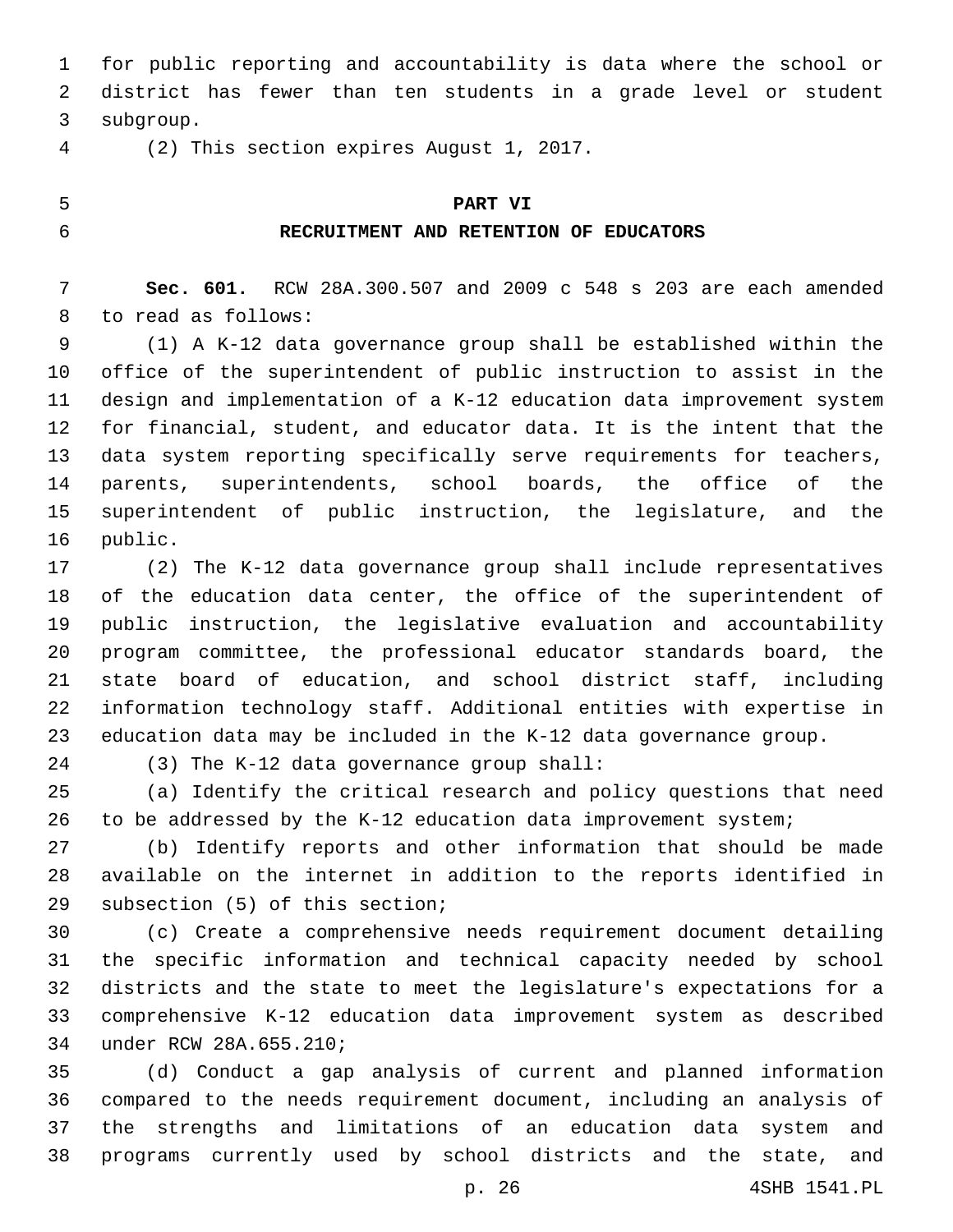for public reporting and accountability is data where the school or district has fewer than ten students in a grade level or student subgroup.

(2) This section expires August 1, 2017.

## PART VI
## RECRUITMENT AND RETENTION OF EDUCATORS

**Sec. 601.** RCW 28A.300.507 and 2009 c 548 s 203 are each amended to read as follows:

(1) A K-12 data governance group shall be established within the office of the superintendent of public instruction to assist in the design and implementation of a K-12 education data improvement system for financial, student, and educator data. It is the intent that the data system reporting specifically serve requirements for teachers, parents, superintendents, school boards, the office of the superintendent of public instruction, the legislature, and the public.

(2) The K-12 data governance group shall include representatives of the education data center, the office of the superintendent of public instruction, the legislative evaluation and accountability program committee, the professional educator standards board, the state board of education, and school district staff, including information technology staff. Additional entities with expertise in education data may be included in the K-12 data governance group.

(3) The K-12 data governance group shall:

(a) Identify the critical research and policy questions that need to be addressed by the K-12 education data improvement system;

(b) Identify reports and other information that should be made available on the internet in addition to the reports identified in subsection (5) of this section;

(c) Create a comprehensive needs requirement document detailing the specific information and technical capacity needed by school districts and the state to meet the legislature's expectations for a comprehensive K-12 education data improvement system as described under RCW 28A.655.210;

(d) Conduct a gap analysis of current and planned information compared to the needs requirement document, including an analysis of the strengths and limitations of an education data system and programs currently used by school districts and the state, and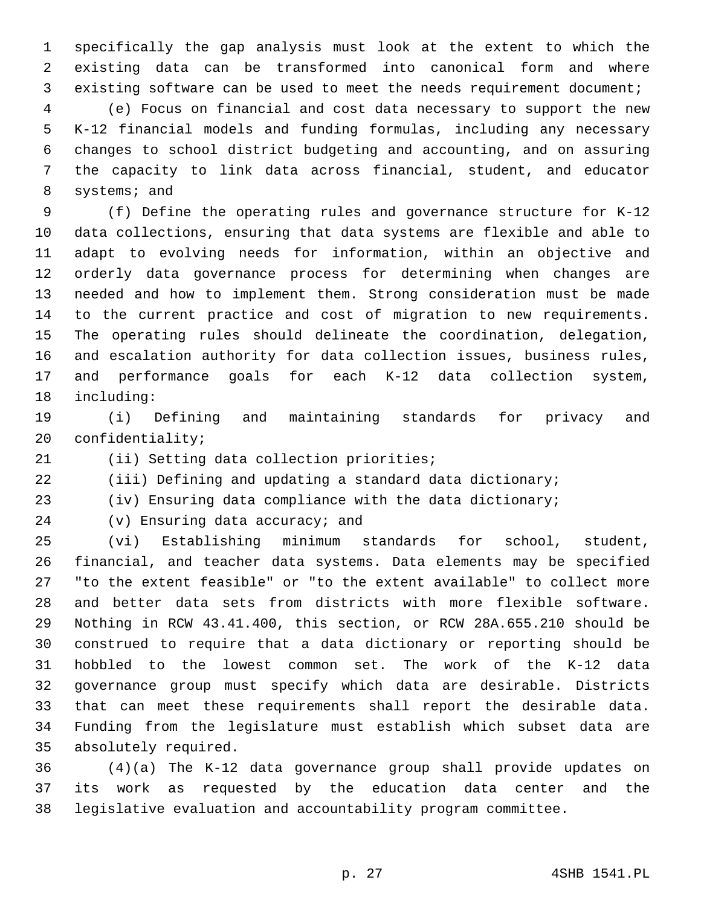specifically the gap analysis must look at the extent to which the existing data can be transformed into canonical form and where existing software can be used to meet the needs requirement document;

(e) Focus on financial and cost data necessary to support the new K-12 financial models and funding formulas, including any necessary changes to school district budgeting and accounting, and on assuring the capacity to link data across financial, student, and educator systems; and

(f) Define the operating rules and governance structure for K-12 data collections, ensuring that data systems are flexible and able to adapt to evolving needs for information, within an objective and orderly data governance process for determining when changes are needed and how to implement them. Strong consideration must be made to the current practice and cost of migration to new requirements. The operating rules should delineate the coordination, delegation, and escalation authority for data collection issues, business rules, and performance goals for each K-12 data collection system, including:

(i) Defining and maintaining standards for privacy and confidentiality;

(ii) Setting data collection priorities;

(iii) Defining and updating a standard data dictionary;

(iv) Ensuring data compliance with the data dictionary;

(v) Ensuring data accuracy; and

(vi) Establishing minimum standards for school, student, financial, and teacher data systems. Data elements may be specified "to the extent feasible" or "to the extent available" to collect more and better data sets from districts with more flexible software. Nothing in RCW 43.41.400, this section, or RCW 28A.655.210 should be construed to require that a data dictionary or reporting should be hobbled to the lowest common set. The work of the K-12 data governance group must specify which data are desirable. Districts that can meet these requirements shall report the desirable data. Funding from the legislature must establish which subset data are absolutely required.

(4)(a) The K-12 data governance group shall provide updates on its work as requested by the education data center and the legislative evaluation and accountability program committee.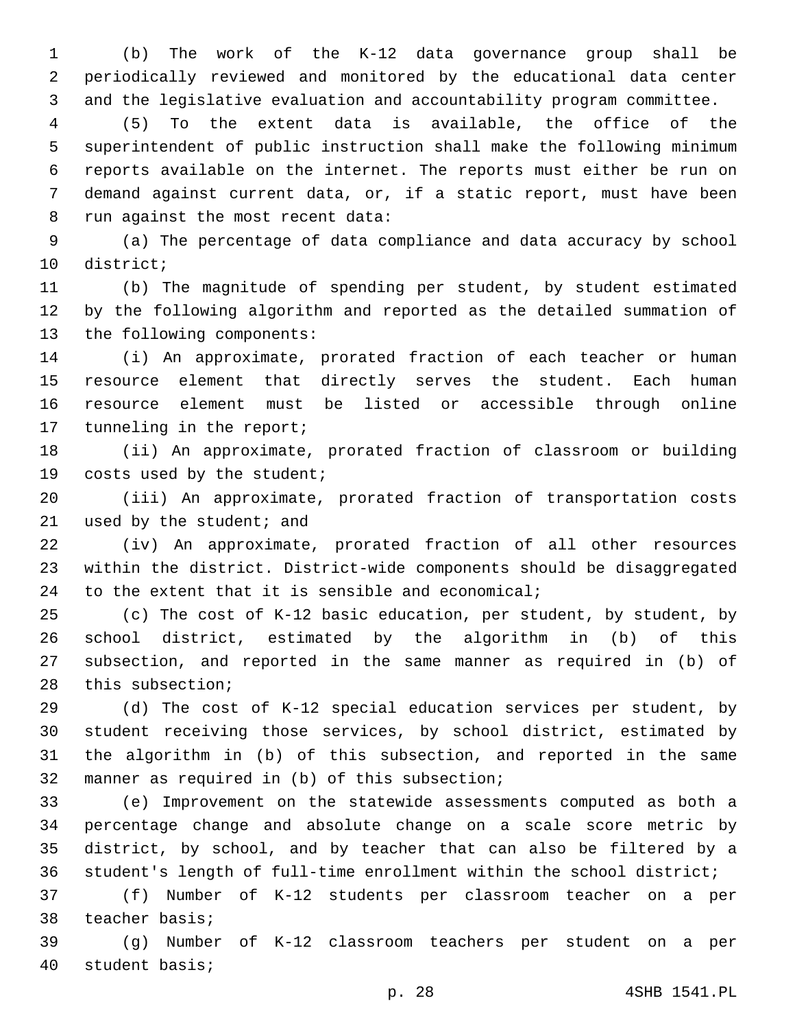(b) The work of the K-12 data governance group shall be periodically reviewed and monitored by the educational data center and the legislative evaluation and accountability program committee.

(5) To the extent data is available, the office of the superintendent of public instruction shall make the following minimum reports available on the internet. The reports must either be run on demand against current data, or, if a static report, must have been run against the most recent data:

(a) The percentage of data compliance and data accuracy by school district;

(b) The magnitude of spending per student, by student estimated by the following algorithm and reported as the detailed summation of the following components:

(i) An approximate, prorated fraction of each teacher or human resource element that directly serves the student. Each human resource element must be listed or accessible through online tunneling in the report;

(ii) An approximate, prorated fraction of classroom or building costs used by the student;

(iii) An approximate, prorated fraction of transportation costs used by the student; and

(iv) An approximate, prorated fraction of all other resources within the district. District-wide components should be disaggregated to the extent that it is sensible and economical;

(c) The cost of K-12 basic education, per student, by student, by school district, estimated by the algorithm in (b) of this subsection, and reported in the same manner as required in (b) of this subsection;

(d) The cost of K-12 special education services per student, by student receiving those services, by school district, estimated by the algorithm in (b) of this subsection, and reported in the same manner as required in (b) of this subsection;

(e) Improvement on the statewide assessments computed as both a percentage change and absolute change on a scale score metric by district, by school, and by teacher that can also be filtered by a student's length of full-time enrollment within the school district;

(f) Number of K-12 students per classroom teacher on a per teacher basis;

(g) Number of K-12 classroom teachers per student on a per student basis;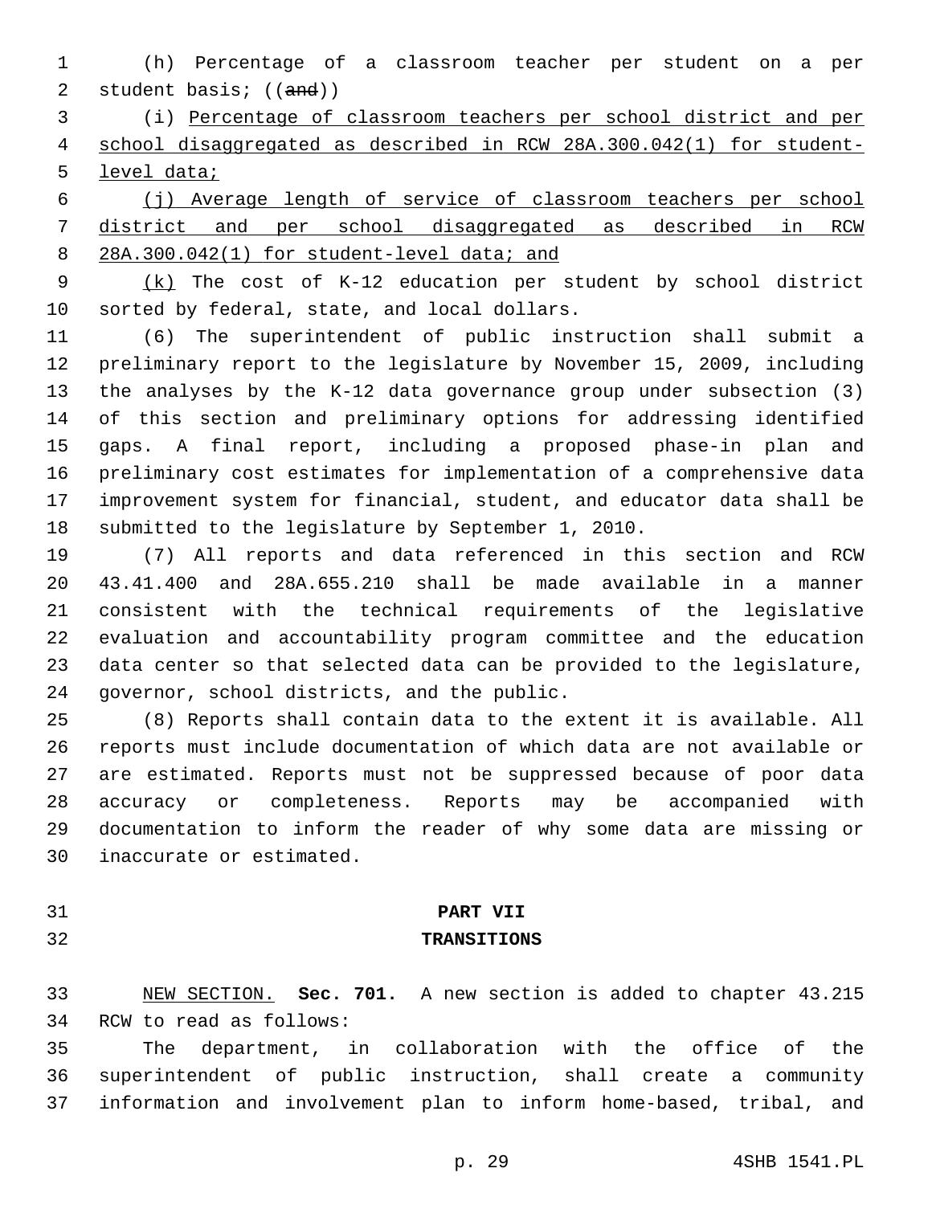(h) Percentage of a classroom teacher per student on a per student basis; ((~~and~~))

(i) <u>Percentage of classroom teachers per school district and per school disaggregated as described in RCW 28A.300.042(1) for student-level data;</u>

<u>(j) Average length of service of classroom teachers per school district and per school disaggregated as described in RCW 28A.300.042(1) for student-level data; and</u>

<u>(k)</u> The cost of K-12 education per student by school district sorted by federal, state, and local dollars.

(6) The superintendent of public instruction shall submit a preliminary report to the legislature by November 15, 2009, including the analyses by the K-12 data governance group under subsection (3) of this section and preliminary options for addressing identified gaps. A final report, including a proposed phase-in plan and preliminary cost estimates for implementation of a comprehensive data improvement system for financial, student, and educator data shall be submitted to the legislature by September 1, 2010.

(7) All reports and data referenced in this section and RCW 43.41.400 and 28A.655.210 shall be made available in a manner consistent with the technical requirements of the legislative evaluation and accountability program committee and the education data center so that selected data can be provided to the legislature, governor, school districts, and the public.

(8) Reports shall contain data to the extent it is available. All reports must include documentation of which data are not available or are estimated. Reports must not be suppressed because of poor data accuracy or completeness. Reports may be accompanied with documentation to inform the reader of why some data are missing or inaccurate or estimated.

**PART VII**

**TRANSITIONS**

<u>NEW SECTION.</u> **Sec. 701.** A new section is added to chapter 43.215 RCW to read as follows:

The department, in collaboration with the office of the superintendent of public instruction, shall create a community information and involvement plan to inform home-based, tribal, and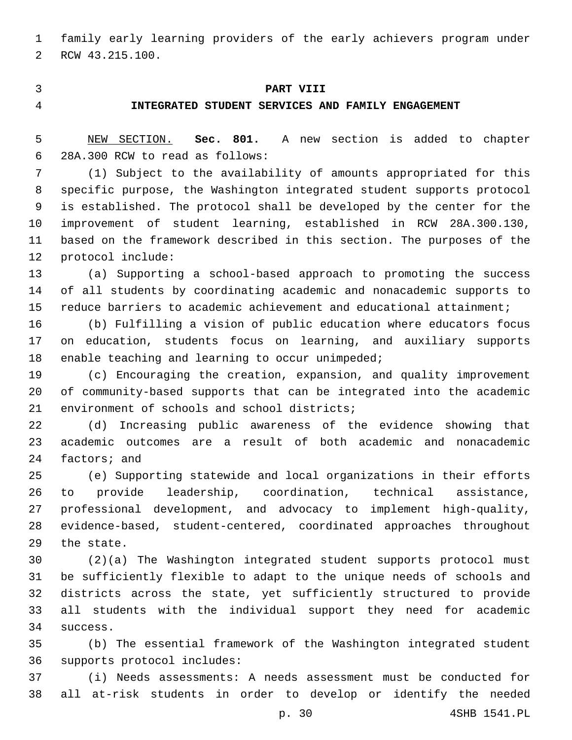family early learning providers of the early achievers program under RCW 43.215.100.

## PART VIII
## INTEGRATED STUDENT SERVICES AND FAMILY ENGAGEMENT

NEW SECTION. **Sec. 801.** A new section is added to chapter 28A.300 RCW to read as follows:

(1) Subject to the availability of amounts appropriated for this specific purpose, the Washington integrated student supports protocol is established. The protocol shall be developed by the center for the improvement of student learning, established in RCW 28A.300.130, based on the framework described in this section. The purposes of the protocol include:

(a) Supporting a school-based approach to promoting the success of all students by coordinating academic and nonacademic supports to reduce barriers to academic achievement and educational attainment;

(b) Fulfilling a vision of public education where educators focus on education, students focus on learning, and auxiliary supports enable teaching and learning to occur unimpeded;

(c) Encouraging the creation, expansion, and quality improvement of community-based supports that can be integrated into the academic environment of schools and school districts;

(d) Increasing public awareness of the evidence showing that academic outcomes are a result of both academic and nonacademic factors; and

(e) Supporting statewide and local organizations in their efforts to provide leadership, coordination, technical assistance, professional development, and advocacy to implement high-quality, evidence-based, student-centered, coordinated approaches throughout the state.

(2)(a) The Washington integrated student supports protocol must be sufficiently flexible to adapt to the unique needs of schools and districts across the state, yet sufficiently structured to provide all students with the individual support they need for academic success.

(b) The essential framework of the Washington integrated student supports protocol includes:

(i) Needs assessments: A needs assessment must be conducted for all at-risk students in order to develop or identify the needed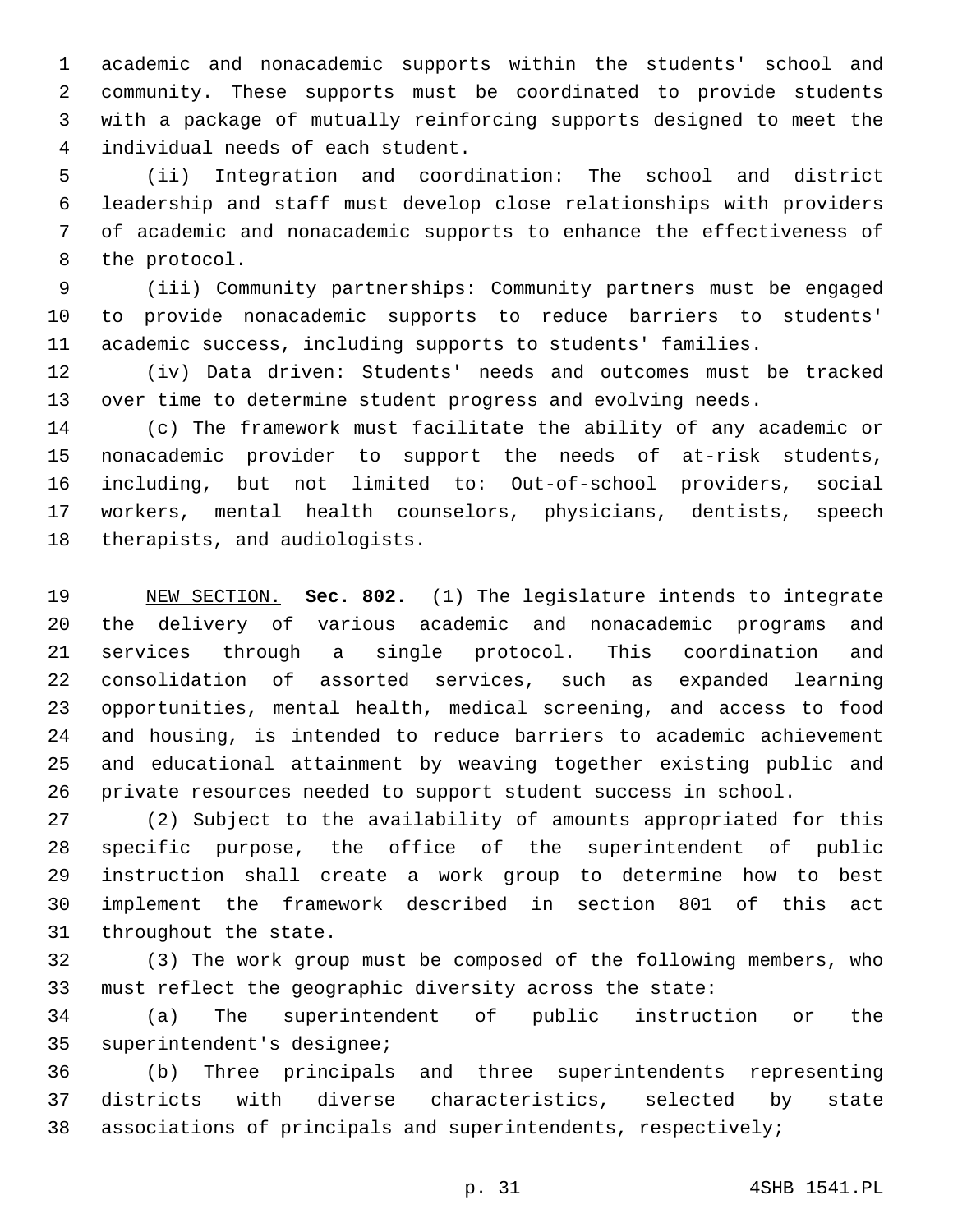academic and nonacademic supports within the students' school and community. These supports must be coordinated to provide students with a package of mutually reinforcing supports designed to meet the individual needs of each student.

(ii) Integration and coordination: The school and district leadership and staff must develop close relationships with providers of academic and nonacademic supports to enhance the effectiveness of the protocol.

(iii) Community partnerships: Community partners must be engaged to provide nonacademic supports to reduce barriers to students' academic success, including supports to students' families.

(iv) Data driven: Students' needs and outcomes must be tracked over time to determine student progress and evolving needs.

(c) The framework must facilitate the ability of any academic or nonacademic provider to support the needs of at-risk students, including, but not limited to: Out-of-school providers, social workers, mental health counselors, physicians, dentists, speech therapists, and audiologists.

NEW SECTION. **Sec. 802.** (1) The legislature intends to integrate the delivery of various academic and nonacademic programs and services through a single protocol. This coordination and consolidation of assorted services, such as expanded learning opportunities, mental health, medical screening, and access to food and housing, is intended to reduce barriers to academic achievement and educational attainment by weaving together existing public and private resources needed to support student success in school.

(2) Subject to the availability of amounts appropriated for this specific purpose, the office of the superintendent of public instruction shall create a work group to determine how to best implement the framework described in section 801 of this act throughout the state.

(3) The work group must be composed of the following members, who must reflect the geographic diversity across the state:

(a) The superintendent of public instruction or the superintendent's designee;

(b) Three principals and three superintendents representing districts with diverse characteristics, selected by state associations of principals and superintendents, respectively;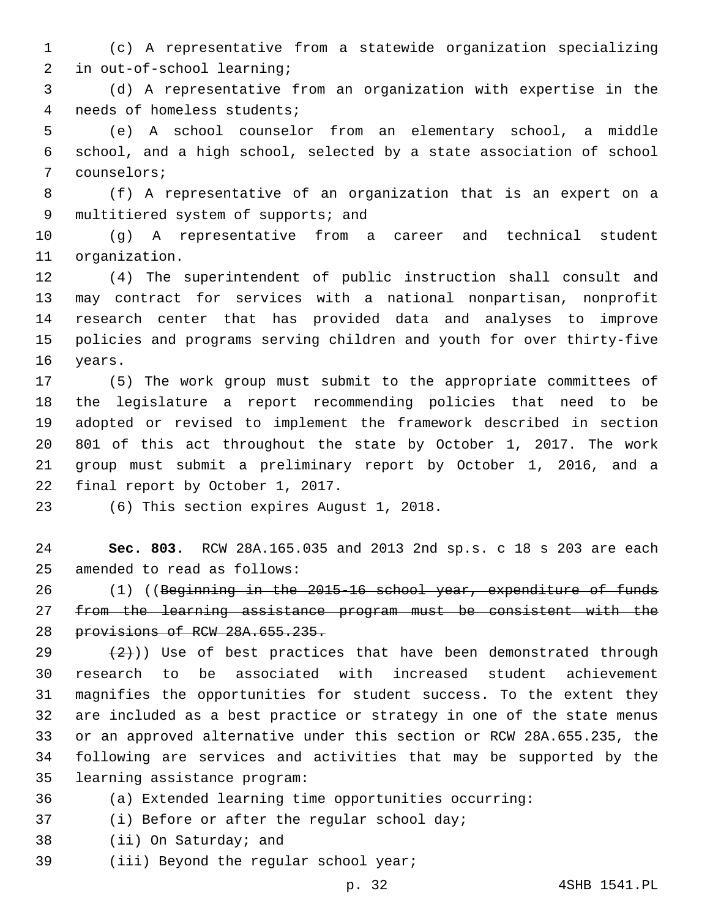(c) A representative from a statewide organization specializing in out-of-school learning;

(d) A representative from an organization with expertise in the needs of homeless students;

(e) A school counselor from an elementary school, a middle school, and a high school, selected by a state association of school counselors;

(f) A representative of an organization that is an expert on a multitiered system of supports; and

(g) A representative from a career and technical student organization.

(4) The superintendent of public instruction shall consult and may contract for services with a national nonpartisan, nonprofit research center that has provided data and analyses to improve policies and programs serving children and youth for over thirty-five years.

(5) The work group must submit to the appropriate committees of the legislature a report recommending policies that need to be adopted or revised to implement the framework described in section 801 of this act throughout the state by October 1, 2017. The work group must submit a preliminary report by October 1, 2016, and a final report by October 1, 2017.

(6) This section expires August 1, 2018.

**Sec. 803.** RCW 28A.165.035 and 2013 2nd sp.s. c 18 s 203 are each amended to read as follows:

(1) ((~~Beginning in the 2015-16 school year, expenditure of funds from the learning assistance program must be consistent with the provisions of RCW 28A.655.235.~~

~~(2)~~)) Use of best practices that have been demonstrated through research to be associated with increased student achievement magnifies the opportunities for student success. To the extent they are included as a best practice or strategy in one of the state menus or an approved alternative under this section or RCW 28A.655.235, the following are services and activities that may be supported by the learning assistance program:

(a) Extended learning time opportunities occurring:

(i) Before or after the regular school day;

(ii) On Saturday; and

(iii) Beyond the regular school year;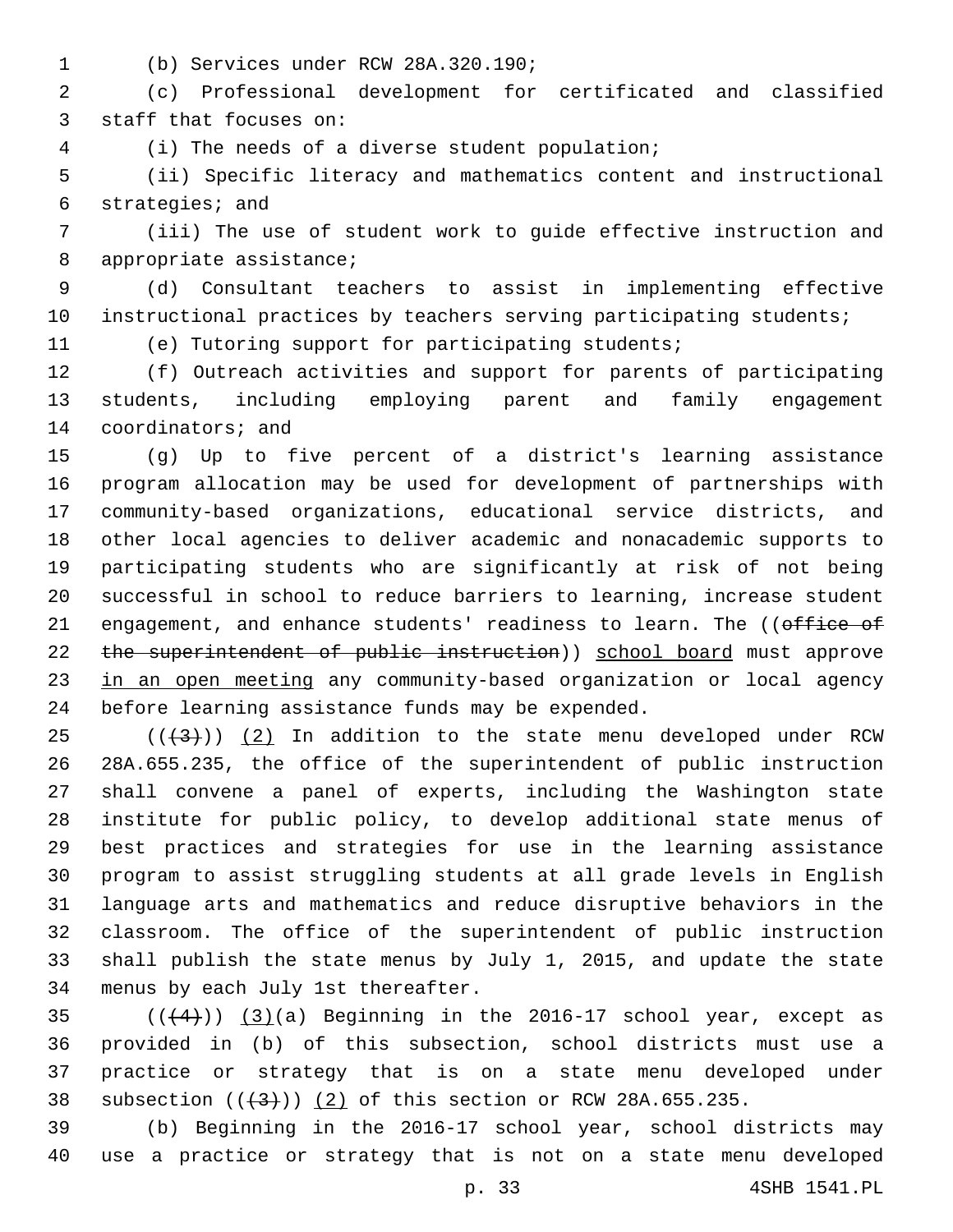(b) Services under RCW 28A.320.190;

(c) Professional development for certificated and classified staff that focuses on:

(i) The needs of a diverse student population;

(ii) Specific literacy and mathematics content and instructional strategies; and

(iii) The use of student work to guide effective instruction and appropriate assistance;

(d) Consultant teachers to assist in implementing effective instructional practices by teachers serving participating students;

(e) Tutoring support for participating students;

(f) Outreach activities and support for parents of participating students, including employing parent and family engagement coordinators; and

(g) Up to five percent of a district's learning assistance program allocation may be used for development of partnerships with community-based organizations, educational service districts, and other local agencies to deliver academic and nonacademic supports to participating students who are significantly at risk of not being successful in school to reduce barriers to learning, increase student engagement, and enhance students' readiness to learn. The ((~~office of the superintendent of public instruction~~)) <u>school board</u> must approve <u>in an open meeting</u> any community-based organization or local agency before learning assistance funds may be expended.

((~~(3)~~)) <u>(2)</u> In addition to the state menu developed under RCW 28A.655.235, the office of the superintendent of public instruction shall convene a panel of experts, including the Washington state institute for public policy, to develop additional state menus of best practices and strategies for use in the learning assistance program to assist struggling students at all grade levels in English language arts and mathematics and reduce disruptive behaviors in the classroom. The office of the superintendent of public instruction shall publish the state menus by July 1, 2015, and update the state menus by each July 1st thereafter.

((~~(4)~~)) <u>(3)</u>(a) Beginning in the 2016-17 school year, except as provided in (b) of this subsection, school districts must use a practice or strategy that is on a state menu developed under subsection ((~~(3)~~)) <u>(2)</u> of this section or RCW 28A.655.235.

(b) Beginning in the 2016-17 school year, school districts may use a practice or strategy that is not on a state menu developed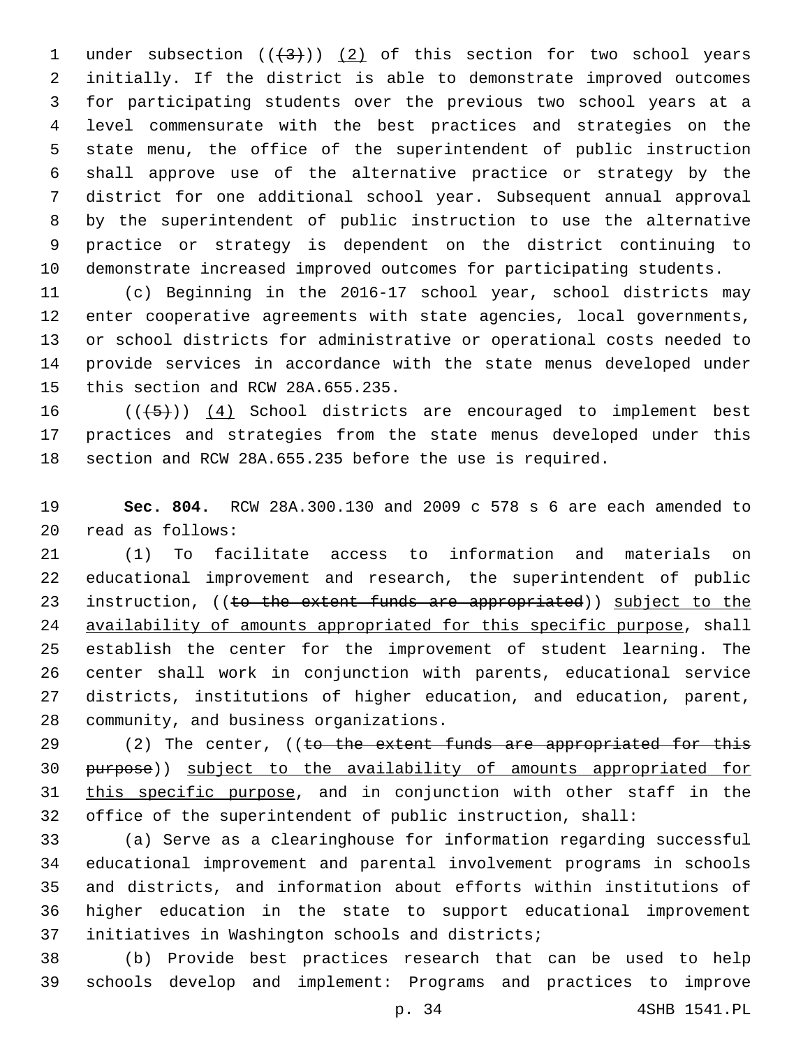under subsection ((~~(3)~~)) <u>(2)</u> of this section for two school years initially. If the district is able to demonstrate improved outcomes for participating students over the previous two school years at a level commensurate with the best practices and strategies on the state menu, the office of the superintendent of public instruction shall approve use of the alternative practice or strategy by the district for one additional school year. Subsequent annual approval by the superintendent of public instruction to use the alternative practice or strategy is dependent on the district continuing to demonstrate increased improved outcomes for participating students.

(c) Beginning in the 2016-17 school year, school districts may enter cooperative agreements with state agencies, local governments, or school districts for administrative or operational costs needed to provide services in accordance with the state menus developed under this section and RCW 28A.655.235.

((~~(5)~~)) <u>(4)</u> School districts are encouraged to implement best practices and strategies from the state menus developed under this section and RCW 28A.655.235 before the use is required.

**Sec. 804.** RCW 28A.300.130 and 2009 c 578 s 6 are each amended to read as follows:

(1) To facilitate access to information and materials on educational improvement and research, the superintendent of public instruction, ((~~to the extent funds are appropriated~~)) <u>subject to the availability of amounts appropriated for this specific purpose</u>, shall establish the center for the improvement of student learning. The center shall work in conjunction with parents, educational service districts, institutions of higher education, and education, parent, community, and business organizations.

(2) The center, ((~~to the extent funds are appropriated for this purpose~~)) <u>subject to the availability of amounts appropriated for this specific purpose</u>, and in conjunction with other staff in the office of the superintendent of public instruction, shall:

(a) Serve as a clearinghouse for information regarding successful educational improvement and parental involvement programs in schools and districts, and information about efforts within institutions of higher education in the state to support educational improvement initiatives in Washington schools and districts;

(b) Provide best practices research that can be used to help schools develop and implement: Programs and practices to improve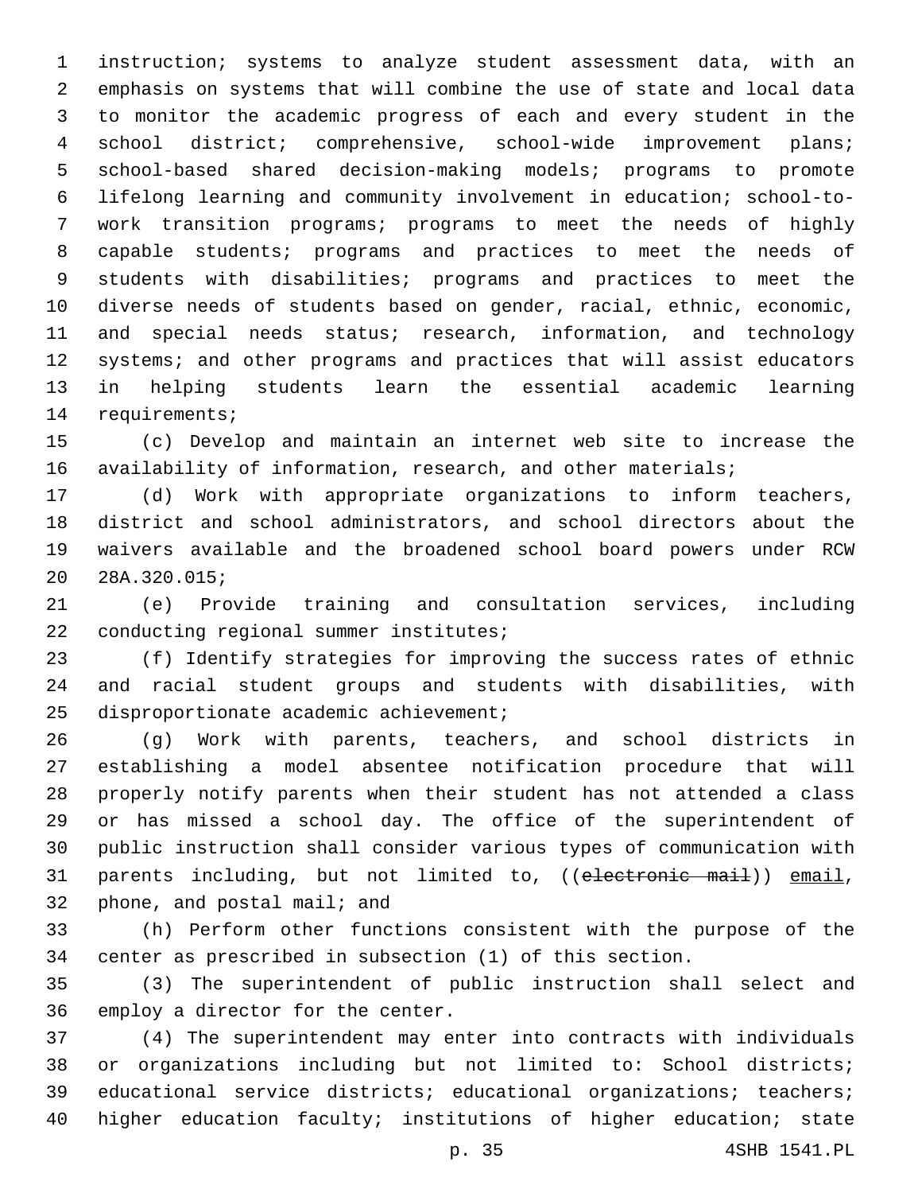instruction; systems to analyze student assessment data, with an emphasis on systems that will combine the use of state and local data to monitor the academic progress of each and every student in the school district; comprehensive, school-wide improvement plans; school-based shared decision-making models; programs to promote lifelong learning and community involvement in education; school-to-work transition programs; programs to meet the needs of highly capable students; programs and practices to meet the needs of students with disabilities; programs and practices to meet the diverse needs of students based on gender, racial, ethnic, economic, and special needs status; research, information, and technology systems; and other programs and practices that will assist educators in helping students learn the essential academic learning requirements;

(c) Develop and maintain an internet web site to increase the availability of information, research, and other materials;

(d) Work with appropriate organizations to inform teachers, district and school administrators, and school directors about the waivers available and the broadened school board powers under RCW 28A.320.015;

(e) Provide training and consultation services, including conducting regional summer institutes;

(f) Identify strategies for improving the success rates of ethnic and racial student groups and students with disabilities, with disproportionate academic achievement;

(g) Work with parents, teachers, and school districts in establishing a model absentee notification procedure that will properly notify parents when their student has not attended a class or has missed a school day. The office of the superintendent of public instruction shall consider various types of communication with parents including, but not limited to, ((~~electronic mail~~)) <u>email</u>, phone, and postal mail; and

(h) Perform other functions consistent with the purpose of the center as prescribed in subsection (1) of this section.

(3) The superintendent of public instruction shall select and employ a director for the center.

(4) The superintendent may enter into contracts with individuals or organizations including but not limited to: School districts; educational service districts; educational organizations; teachers; higher education faculty; institutions of higher education; state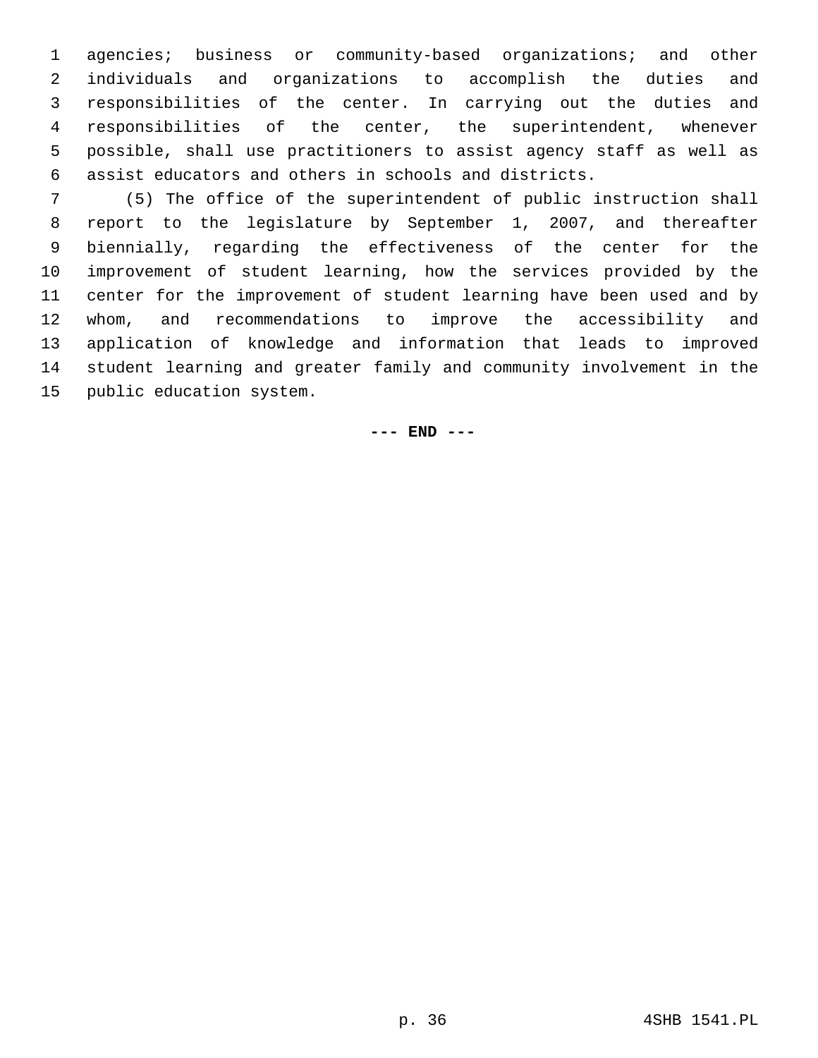agencies; business or community-based organizations; and other individuals and organizations to accomplish the duties and responsibilities of the center. In carrying out the duties and responsibilities of the center, the superintendent, whenever possible, shall use practitioners to assist agency staff as well as assist educators and others in schools and districts.

(5) The office of the superintendent of public instruction shall report to the legislature by September 1, 2007, and thereafter biennially, regarding the effectiveness of the center for the improvement of student learning, how the services provided by the center for the improvement of student learning have been used and by whom, and recommendations to improve the accessibility and application of knowledge and information that leads to improved student learning and greater family and community involvement in the public education system.

**--- END ---**